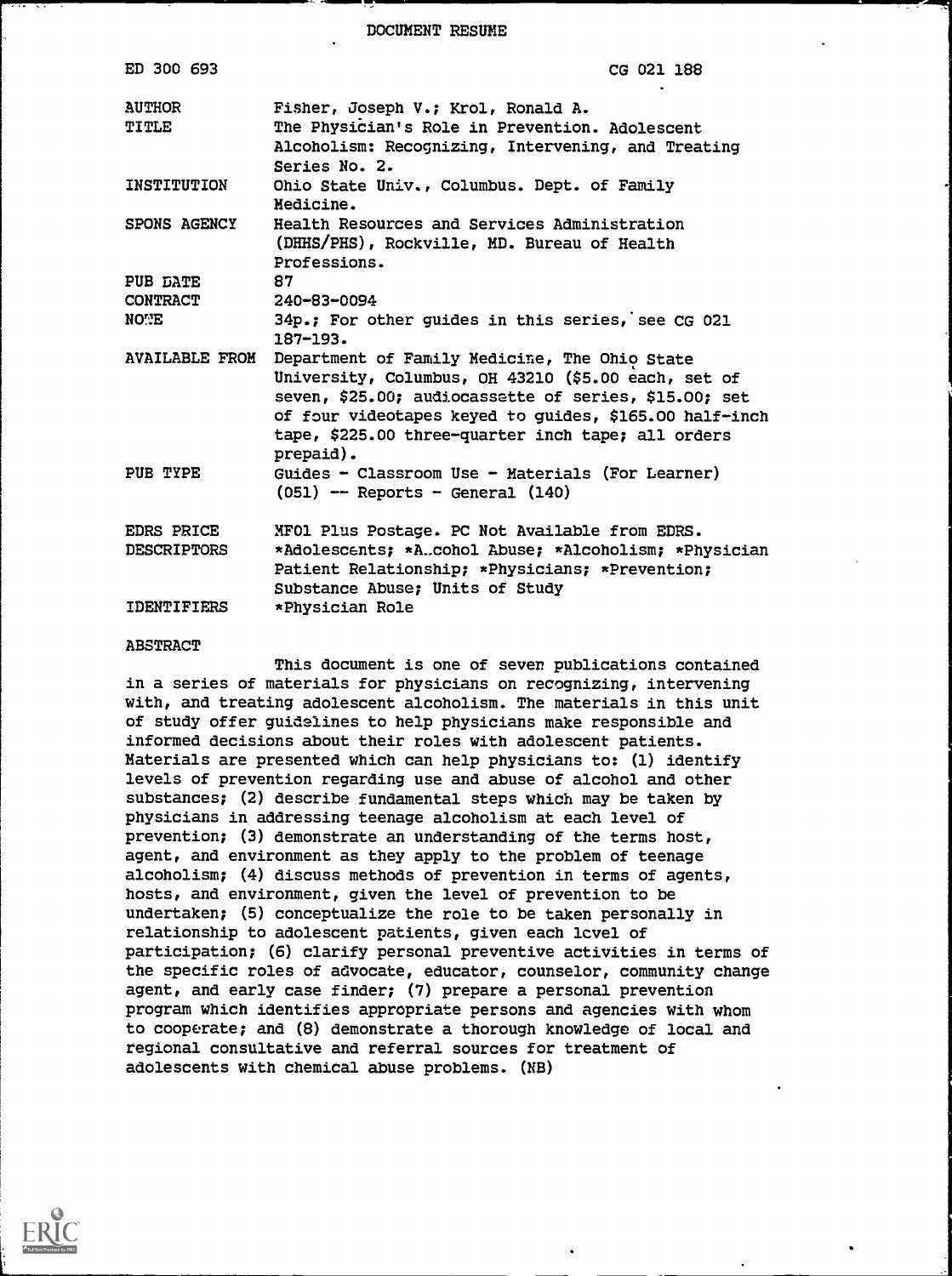# DOCUMENT RESUME

| | |
|---|---|
| ED 300 693 | CG 021 188 |
| AUTHOR | Fisher, Joseph V.; Krol, Ronald A. |
| TITLE | The Physician's Role in Prevention. Adolescent Alcoholism: Recognizing, Intervening, and Treating Series No. 2. |
| INSTITUTION | Ohio State Univ., Columbus. Dept. of Family Medicine. |
| SPONS AGENCY | Health Resources and Services Administration (DHHS/PHS), Rockville, MD. Bureau of Health Professions. |
| PUB DATE | 87 |
| CONTRACT | 240-83-0094 |
| NOTE | 34p.; For other guides in this series, see CG 021 187-193. |
| AVAILABLE FROM | Department of Family Medicine, The Ohio State University, Columbus, OH 43210 ($5.00 each, set of seven, $25.00; audiocassette of series, $15.00; set of four videotapes keyed to guides, $165.00 half-inch tape, $225.00 three-quarter inch tape; all orders prepaid). |
| PUB TYPE | Guides - Classroom Use - Materials (For Learner) (051) -- Reports - General (140) |
| EDRS PRICE | MF01 Plus Postage. PC Not Available from EDRS. |
| DESCRIPTORS | *Adolescents; *Alcohol Abuse; *Alcoholism; *Physician Patient Relationship; *Physicians; *Prevention; Substance Abuse; Units of Study |
| IDENTIFIERS | *Physician Role |

## ABSTRACT

This document is one of seven publications contained in a series of materials for physicians on recognizing, intervening with, and treating adolescent alcoholism. The materials in this unit of study offer guidelines to help physicians make responsible and informed decisions about their roles with adolescent patients. Materials are presented which can help physicians to: (1) identify levels of prevention regarding use and abuse of alcohol and other substances; (2) describe fundamental steps which may be taken by physicians in addressing teenage alcoholism at each level of prevention; (3) demonstrate an understanding of the terms host, agent, and environment as they apply to the problem of teenage alcoholism; (4) discuss methods of prevention in terms of agents, hosts, and environment, given the level of prevention to be undertaken; (5) conceptualize the role to be taken personally in relationship to adolescent patients, given each level of participation; (6) clarify personal preventive activities in terms of the specific roles of advocate, educator, counselor, community change agent, and early case finder; (7) prepare a personal prevention program which identifies appropriate persons and agencies with whom to cooperate; and (8) demonstrate a thorough knowledge of local and regional consultative and referral sources for treatment of adolescents with chemical abuse problems. (NB)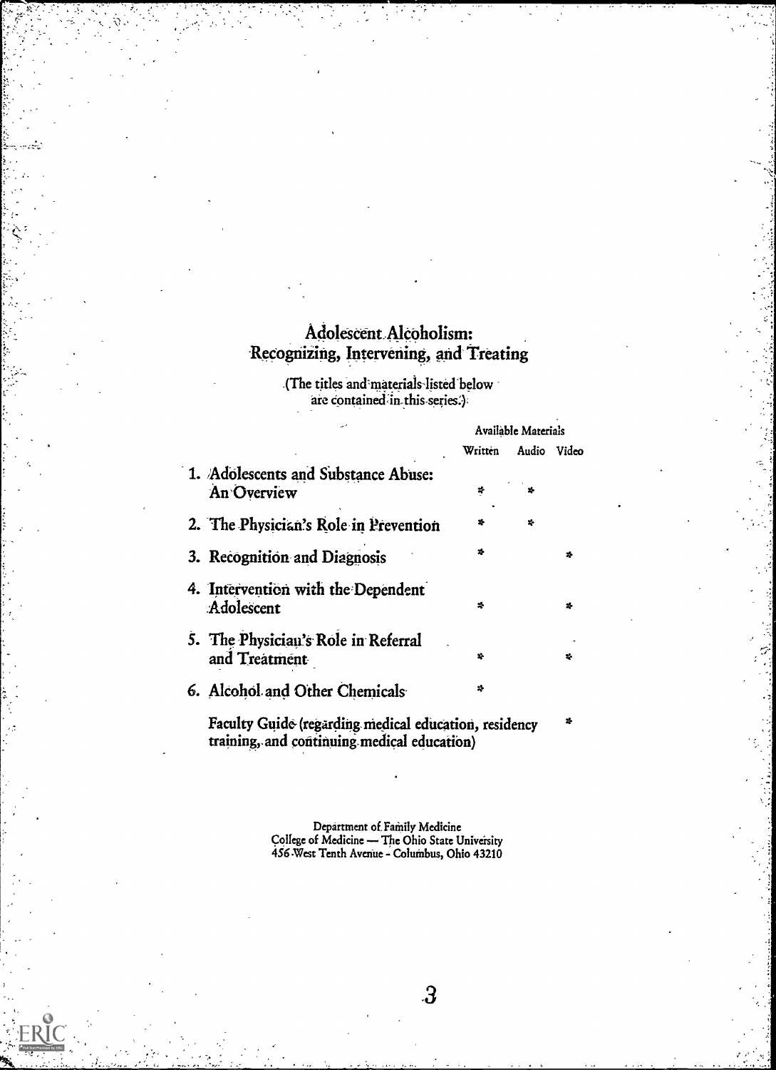# Adolescent Alcoholism: Recognizing, Intervening, and Treating

(The titles and materials listed below are contained in this series.)

| | Available Materials | | |
|---|---|---|---|
| | Written | Audio | Video |
| 1. Adolescents and Substance Abuse: An Overview | * | * | |
| 2. The Physician's Role in Prevention | * | * | |
| 3. Recognition and Diagnosis | * | | * |
| 4. Intervention with the Dependent Adolescent | * | | * |
| 5. The Physician's Role in Referral and Treatment | * | | * |
| 6. Alcohol and Other Chemicals | * | | |
| Faculty Guide (regarding medical education, residency training, and continuing medical education) | | | * |

Department of Family Medicine
College of Medicine — The Ohio State University
456 West Tenth Avenue - Columbus, Ohio 43210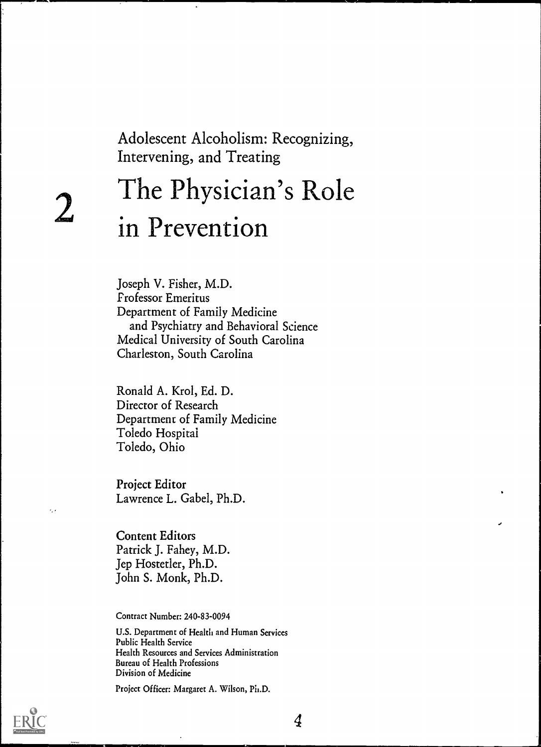Adolescent Alcoholism: Recognizing, Intervening, and Treating

# 2 The Physician's Role in Prevention

Joseph V. Fisher, M.D.
Professor Emeritus
Department of Family Medicine
and Psychiatry and Behavioral Science
Medical University of South Carolina
Charleston, South Carolina

Ronald A. Krol, Ed. D.
Director of Research
Department of Family Medicine
Toledo Hospital
Toledo, Ohio

Project Editor
Lawrence L. Gabel, Ph.D.

Content Editors
Patrick J. Fahey, M.D.
Jep Hostetler, Ph.D.
John S. Monk, Ph.D.

Contract Number: 240-83-0094

U.S. Department of Health and Human Services
Public Health Service
Health Resources and Services Administration
Bureau of Health Professions
Division of Medicine

Project Officer: Margaret A. Wilson, Ph.D.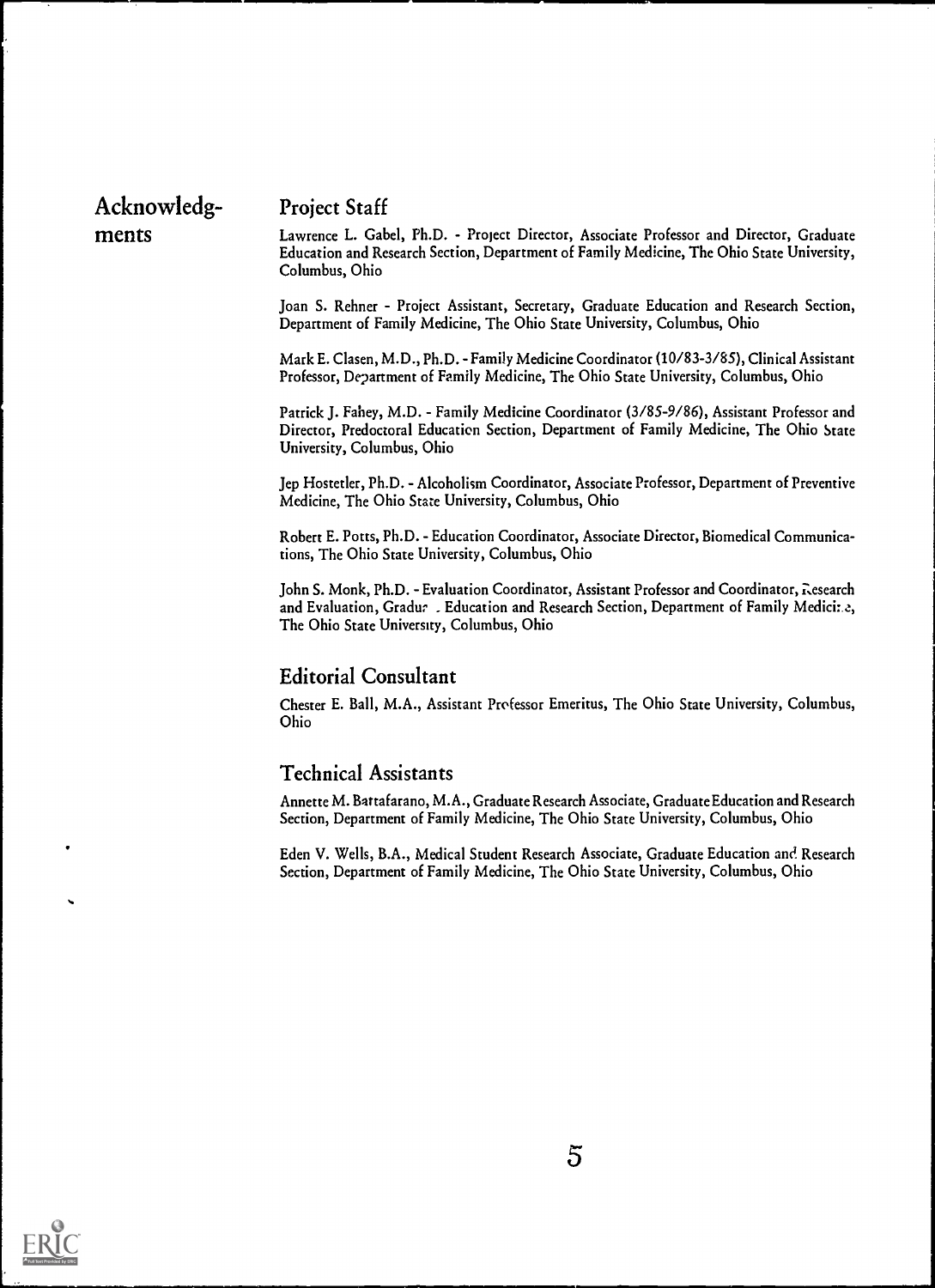# Acknowledgments

## Project Staff

Lawrence L. Gabel, Ph.D. - Project Director, Associate Professor and Director, Graduate Education and Research Section, Department of Family Medicine, The Ohio State University, Columbus, Ohio

Joan S. Rehner - Project Assistant, Secretary, Graduate Education and Research Section, Department of Family Medicine, The Ohio State University, Columbus, Ohio

Mark E. Clasen, M.D., Ph.D. - Family Medicine Coordinator (10/83-3/85), Clinical Assistant Professor, Department of Family Medicine, The Ohio State University, Columbus, Ohio

Patrick J. Fahey, M.D. - Family Medicine Coordinator (3/85-9/86), Assistant Professor and Director, Predoctoral Education Section, Department of Family Medicine, The Ohio State University, Columbus, Ohio

Jep Hostetler, Ph.D. - Alcoholism Coordinator, Associate Professor, Department of Preventive Medicine, The Ohio State University, Columbus, Ohio

Robert E. Potts, Ph.D. - Education Coordinator, Associate Director, Biomedical Communications, The Ohio State University, Columbus, Ohio

John S. Monk, Ph.D. - Evaluation Coordinator, Assistant Professor and Coordinator, Research and Evaluation, Graduate Education and Research Section, Department of Family Medicine, The Ohio State University, Columbus, Ohio

## Editorial Consultant

Chester E. Ball, M.A., Assistant Professor Emeritus, The Ohio State University, Columbus, Ohio

## Technical Assistants

Annette M. Battafarano, M.A., Graduate Research Associate, Graduate Education and Research Section, Department of Family Medicine, The Ohio State University, Columbus, Ohio

Eden V. Wells, B.A., Medical Student Research Associate, Graduate Education and Research Section, Department of Family Medicine, The Ohio State University, Columbus, Ohio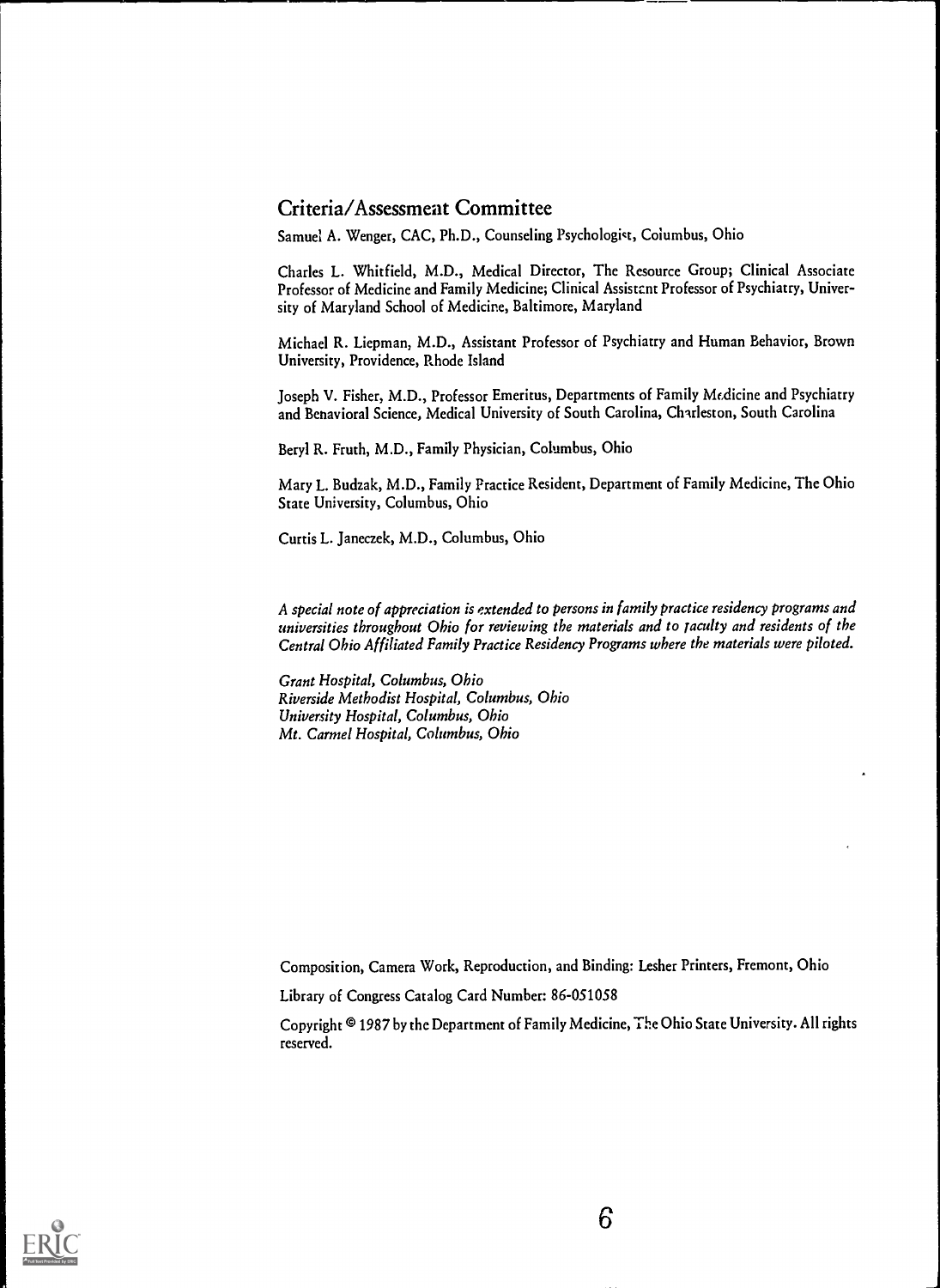## Criteria/Assessment Committee

Samuel A. Wenger, CAC, Ph.D., Counseling Psychologist, Columbus, Ohio

Charles L. Whitfield, M.D., Medical Director, The Resource Group; Clinical Associate Professor of Medicine and Family Medicine; Clinical Assistant Professor of Psychiatry, University of Maryland School of Medicine, Baltimore, Maryland

Michael R. Liepman, M.D., Assistant Professor of Psychiatry and Human Behavior, Brown University, Providence, Rhode Island

Joseph V. Fisher, M.D., Professor Emeritus, Departments of Family Medicine and Psychiatry and Behavioral Science, Medical University of South Carolina, Charleston, South Carolina

Beryl R. Fruth, M.D., Family Physician, Columbus, Ohio

Mary L. Budzak, M.D., Family Practice Resident, Department of Family Medicine, The Ohio State University, Columbus, Ohio

Curtis L. Janeczek, M.D., Columbus, Ohio

*A special note of appreciation is extended to persons in family practice residency programs and universities throughout Ohio for reviewing the materials and to faculty and residents of the Central Ohio Affiliated Family Practice Residency Programs where the materials were piloted.*

*Grant Hospital, Columbus, Ohio*
*Riverside Methodist Hospital, Columbus, Ohio*
*University Hospital, Columbus, Ohio*
*Mt. Carmel Hospital, Columbus, Ohio*

Composition, Camera Work, Reproduction, and Binding: Lesher Printers, Fremont, Ohio

Library of Congress Catalog Card Number: 86-051058

Copyright © 1987 by the Department of Family Medicine, The Ohio State University. All rights reserved.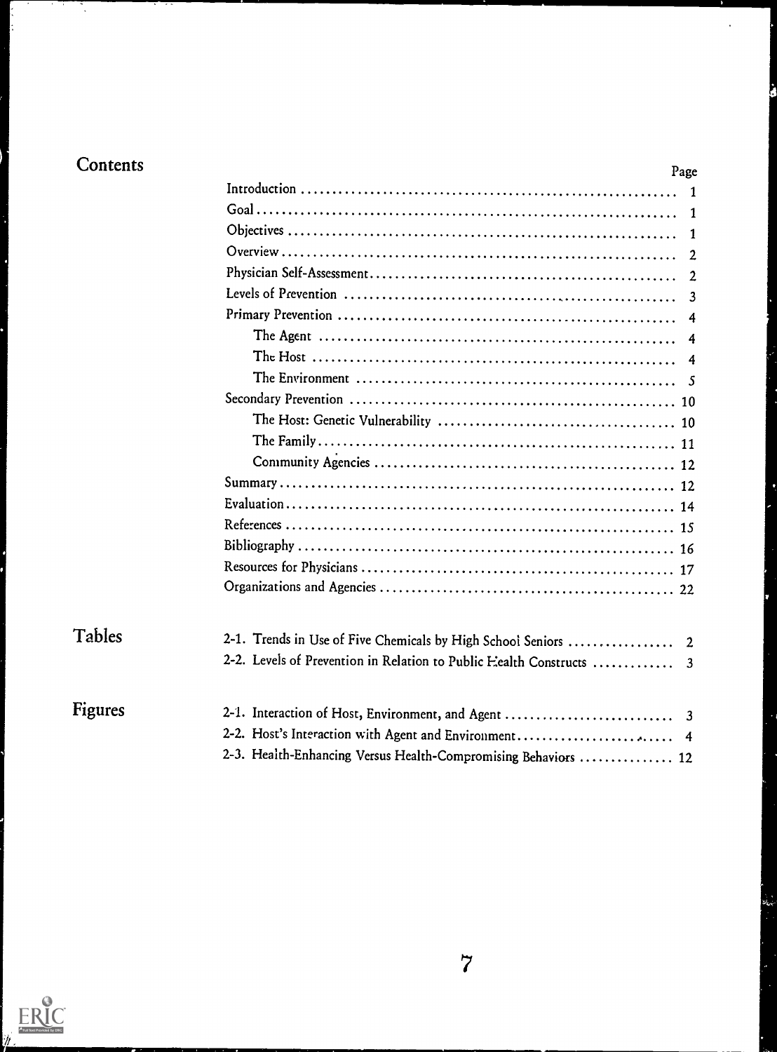## Contents

| | Page |
|---|---|
| Introduction | 1 |
| Goal | 1 |
| Objectives | 1 |
| Overview | 2 |
| Physician Self-Assessment | 2 |
| Levels of Prevention | 3 |
| Primary Prevention | 4 |
| The Agent | 4 |
| The Host | 4 |
| The Environment | 5 |
| Secondary Prevention | 10 |
| The Host: Genetic Vulnerability | 10 |
| The Family | 11 |
| Community Agencies | 12 |
| Summary | 12 |
| Evaluation | 14 |
| References | 15 |
| Bibliography | 16 |
| Resources for Physicians | 17 |
| Organizations and Agencies | 22 |

## Tables

| | |
|---|---|
| 2-1. Trends in Use of Five Chemicals by High School Seniors | 2 |
| 2-2. Levels of Prevention in Relation to Public Health Constructs | 3 |

## Figures

| | |
|---|---|
| 2-1. Interaction of Host, Environment, and Agent | 3 |
| 2-2. Host's Interaction with Agent and Environment | 4 |
| 2-3. Health-Enhancing Versus Health-Compromising Behaviors | 12 |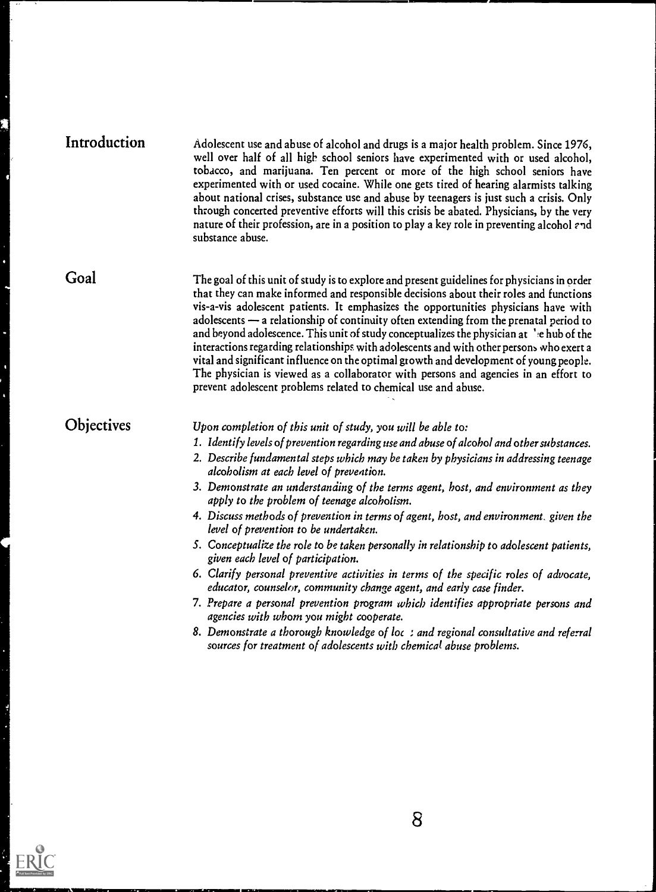## Introduction

Adolescent use and abuse of alcohol and drugs is a major health problem. Since 1976, well over half of all high school seniors have experimented with or used alcohol, tobacco, and marijuana. Ten percent or more of the high school seniors have experimented with or used cocaine. While one gets tired of hearing alarmists talking about national crises, substance use and abuse by teenagers is just such a crisis. Only through concerted preventive efforts will this crisis be abated. Physicians, by the very nature of their profession, are in a position to play a key role in preventing alcohol and substance abuse.

## Goal

The goal of this unit of study is to explore and present guidelines for physicians in order that they can make informed and responsible decisions about their roles and functions vis-a-vis adolescent patients. It emphasizes the opportunities physicians have with adolescents — a relationship of continuity often extending from the prenatal period to and beyond adolescence. This unit of study conceptualizes the physician at the hub of the interactions regarding relationships with adolescents and with other persons who exert a vital and significant influence on the optimal growth and development of young people. The physician is viewed as a collaborator with persons and agencies in an effort to prevent adolescent problems related to chemical use and abuse.

## Objectives

*Upon completion of this unit of study, you will be able to:*

1. *Identify levels of prevention regarding use and abuse of alcohol and other substances.*
2. *Describe fundamental steps which may be taken by physicians in addressing teenage alcoholism at each level of prevention.*
3. *Demonstrate an understanding of the terms agent, host, and environment as they apply to the problem of teenage alcoholism.*
4. *Discuss methods of prevention in terms of agent, host, and environment, given the level of prevention to be undertaken.*
5. *Conceptualize the role to be taken personally in relationship to adolescent patients, given each level of participation.*
6. *Clarify personal preventive activities in terms of the specific roles of advocate, educator, counselor, community change agent, and early case finder.*
7. *Prepare a personal prevention program which identifies appropriate persons and agencies with whom you might cooperate.*
8. *Demonstrate a thorough knowledge of local and regional consultative and referral sources for treatment of adolescents with chemical abuse problems.*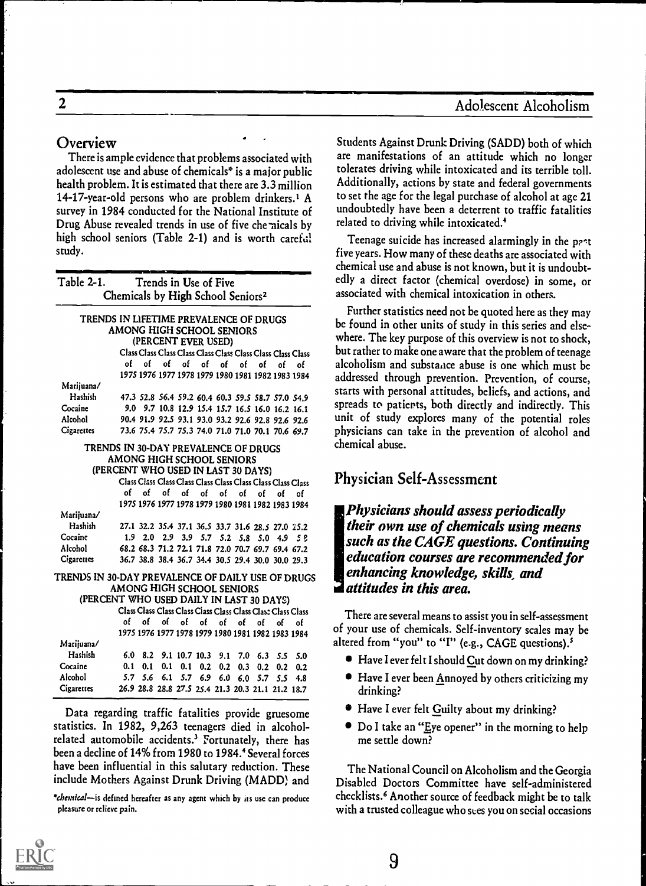## Overview

There is ample evidence that problems associated with adolescent use and abuse of chemicals* is a major public health problem. It is estimated that there are 3.3 million 14-17-year-old persons who are problem drinkers.[1] A survey in 1984 conducted for the National Institute of Drug Abuse revealed trends in use of five chemicals by high school seniors (Table 2-1) and is worth careful study.

Table 2-1. Trends in Use of Five Chemicals by High School Seniors[2]

TRENDS IN LIFETIME PREVALENCE OF DRUGS AMONG HIGH SCHOOL SENIORS (PERCENT EVER USED)

| | Class of 1975 | Class of 1976 | Class of 1977 | Class of 1978 | Class of 1979 | Class of 1980 | Class of 1981 | Class of 1982 | Class of 1983 | Class of 1984 |
|---|---|---|---|---|---|---|---|---|---|---|
| Marijuana/ Hashish | 47.3 | 52.8 | 56.4 | 59.2 | 60.4 | 60.3 | 59.5 | 58.7 | 57.0 | 54.9 |
| Cocaine | 9.0 | 9.7 | 10.8 | 12.9 | 15.4 | 15.7 | 16.5 | 16.0 | 16.2 | 16.1 |
| Alcohol | 90.4 | 91.9 | 92.5 | 93.1 | 93.0 | 93.2 | 92.6 | 92.8 | 92.6 | 92.6 |
| Cigarettes | 73.6 | 75.4 | 75.7 | 75.3 | 74.0 | 71.0 | 71.0 | 70.1 | 70.6 | 69.7 |

TRENDS IN 30-DAY PREVALENCE OF DRUGS AMONG HIGH SCHOOL SENIORS (PERCENT WHO USED IN LAST 30 DAYS)

| | Class of 1975 | Class of 1976 | Class of 1977 | Class of 1978 | Class of 1979 | Class of 1980 | Class of 1981 | Class of 1982 | Class of 1983 | Class of 1984 |
|---|---|---|---|---|---|---|---|---|---|---|
| Marijuana/ Hashish | 27.1 | 32.2 | 35.4 | 37.1 | 36.5 | 33.7 | 31.6 | 28.5 | 27.0 | 25.2 |
| Cocaine | 1.9 | 2.0 | 2.9 | 3.9 | 5.7 | 5.2 | 5.8 | 5.0 | 4.9 | 5.8 |
| Alcohol | 68.2 | 68.3 | 71.2 | 72.1 | 71.8 | 72.0 | 70.7 | 69.7 | 69.4 | 67.2 |
| Cigarettes | 36.7 | 38.8 | 38.4 | 36.7 | 34.4 | 30.5 | 29.4 | 30.0 | 30.0 | 29.3 |

TRENDS IN 30-DAY PREVALENCE OF DAILY USE OF DRUGS AMONG HIGH SCHOOL SENIORS (PERCENT WHO USED DAILY IN LAST 30 DAYS)

| | Class of 1975 | Class of 1976 | Class of 1977 | Class of 1978 | Class of 1979 | Class of 1980 | Class of 1981 | Class of 1982 | Class of 1983 | Class of 1984 |
|---|---|---|---|---|---|---|---|---|---|---|
| Marijuana/ Hashish | 6.0 | 8.2 | 9.1 | 10.7 | 10.3 | 9.1 | 7.0 | 6.3 | 5.5 | 5.0 |
| Cocaine | 0.1 | 0.1 | 0.1 | 0.1 | 0.2 | 0.2 | 0.3 | 0.2 | 0.2 | 0.2 |
| Alcohol | 5.7 | 5.6 | 6.1 | 5.7 | 6.9 | 6.0 | 6.0 | 5.7 | 5.5 | 4.8 |
| Cigarettes | 26.9 | 28.8 | 28.8 | 27.5 | 25.4 | 21.3 | 20.3 | 21.1 | 21.2 | 18.7 |

Data regarding traffic fatalities provide gruesome statistics. In 1982, 9,263 teenagers died in alcohol-related automobile accidents.[3] Fortunately, there has been a decline of 14% from 1980 to 1984.[4] Several forces have been influential in this salutary reduction. These include Mothers Against Drunk Driving (MADD) and Students Against Drunk Driving (SADD) both of which are manifestations of an attitude which no longer tolerates driving while intoxicated and its terrible toll. Additionally, actions by state and federal governments to set the age for the legal purchase of alcohol at age 21 undoubtedly have been a deterrent to traffic fatalities related to driving while intoxicated.[4]

Teenage suicide has increased alarmingly in the past five years. How many of these deaths are associated with chemical use and abuse is not known, but it is undoubtedly a direct factor (chemical overdose) in some, or associated with chemical intoxication in others.

Further statistics need not be quoted here as they may be found in other units of study in this series and elsewhere. The key purpose of this overview is not to shock, but rather to make one aware that the problem of teenage alcoholism and substance abuse is one which must be addressed through prevention. Prevention, of course, starts with personal attitudes, beliefs, and actions, and spreads to patients, both directly and indirectly. This unit of study explores many of the potential roles physicians can take in the prevention of alcohol and chemical abuse.

*chemical—is defined hereafter as any agent which by its use can produce pleasure or relieve pain.

## Physician Self-Assessment

***Physicians should assess periodically their own use of chemicals using means such as the CAGE questions. Continuing education courses are recommended for enhancing knowledge, skills, and attitudes in this area.***

There are several means to assist you in self-assessment of your use of chemicals. Self-inventory scales may be altered from "you" to "I" (e.g., CAGE questions).[5]

- Have I ever felt I should Cut down on my drinking?
- Have I ever been Annoyed by others criticizing my drinking?
- Have I ever felt Guilty about my drinking?
- Do I take an "Eye opener" in the morning to help me settle down?

The National Council on Alcoholism and the Georgia Disabled Doctors Committee have self-administered checklists.[6] Another source of feedback might be to talk with a trusted colleague who sees you on social occasions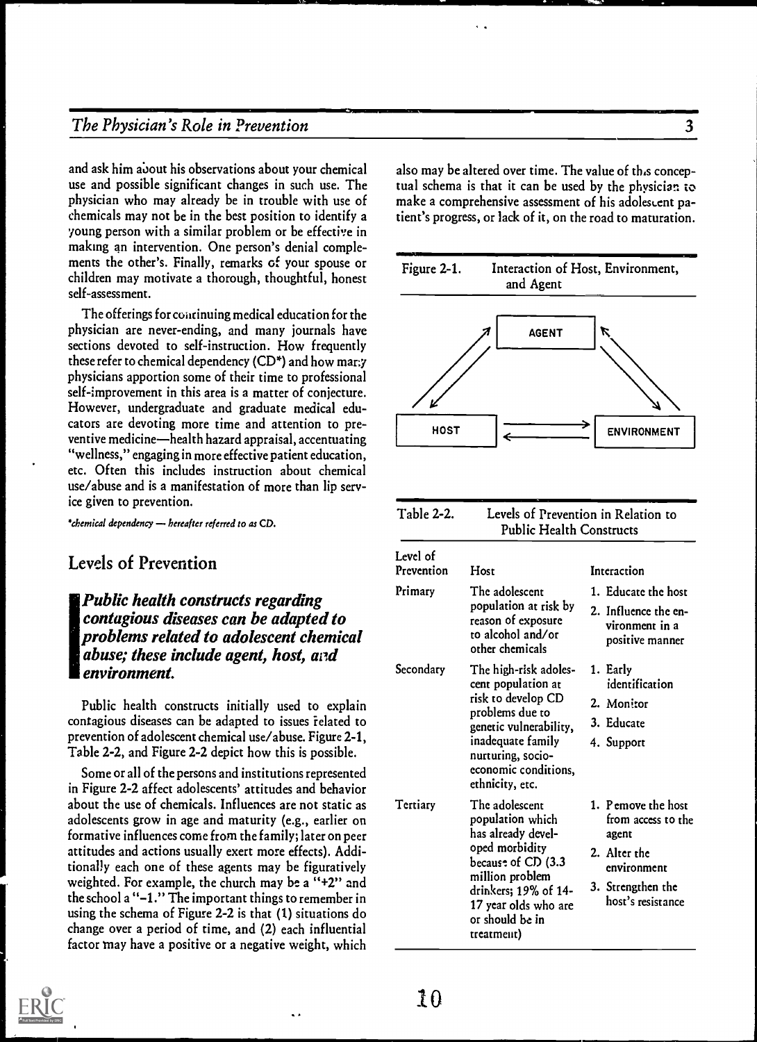and ask him about his observations about your chemical use and possible significant changes in such use. The physician who may already be in trouble with use of chemicals may not be in the best position to identify a young person with a similar problem or be effective in making an intervention. One person's denial complements the other's. Finally, remarks of your spouse or children may motivate a thorough, thoughtful, honest self-assessment.

The offerings for continuing medical education for the physician are never-ending, and many journals have sections devoted to self-instruction. How frequently these refer to chemical dependency (CD*) and how many physicians apportion some of their time to professional self-improvement in this area is a matter of conjecture. However, undergraduate and graduate medical educators are devoting more time and attention to preventive medicine—health hazard appraisal, accentuating "wellness," engaging in more effective patient education, etc. Often this includes instruction about chemical use/abuse and is a manifestation of more than lip service given to prevention.

*chemical dependency — hereafter referred to as CD.

## Levels of Prevention

***Public health constructs regarding contagious diseases can be adapted to problems related to adolescent chemical abuse; these include agent, host, and environment.***

Public health constructs initially used to explain contagious diseases can be adapted to issues related to prevention of adolescent chemical use/abuse. Figure 2-1, Table 2-2, and Figure 2-2 depict how this is possible.

Some or all of the persons and institutions represented in Figure 2-2 affect adolescents' attitudes and behavior about the use of chemicals. Influences are not static as adolescents grow in age and maturity (e.g., earlier on formative influences come from the family; later on peer attitudes and actions usually exert more effects). Additionally each one of these agents may be figuratively weighted. For example, the church may be a "+2" and the school a "−1." The important things to remember in using the schema of Figure 2-2 is that (1) situations do change over a period of time, and (2) each influential factor may have a positive or a negative weight, which also may be altered over time. The value of this conceptual schema is that it can be used by the physician to make a comprehensive assessment of his adolescent patient's progress, or lack of it, on the road to maturation.

Figure 2-1. Interaction of Host, Environment, and Agent

AGENT

HOST ⇄ ENVIRONMENT

Table 2-2. Levels of Prevention in Relation to Public Health Constructs

| Level of Prevention | Host | Interaction |
|---|---|---|
| Primary | The adolescent population at risk by reason of exposure to alcohol and/or other chemicals | 1. Educate the host<br>2. Influence the environment in a positive manner |
| Secondary | The high-risk adolescent population at risk to develop CD problems due to genetic vulnerability, inadequate family nurturing, socioeconomic conditions, ethnicity, etc. | 1. Early identification<br>2. Monitor<br>3. Educate<br>4. Support |
| Tertiary | The adolescent population which has already developed morbidity because of CD (3.3 million problem drinkers; 19% of 14-17 year olds who are or should be in treatment) | 1. Remove the host from access to the agent<br>2. Alter the environment<br>3. Strengthen the host's resistance |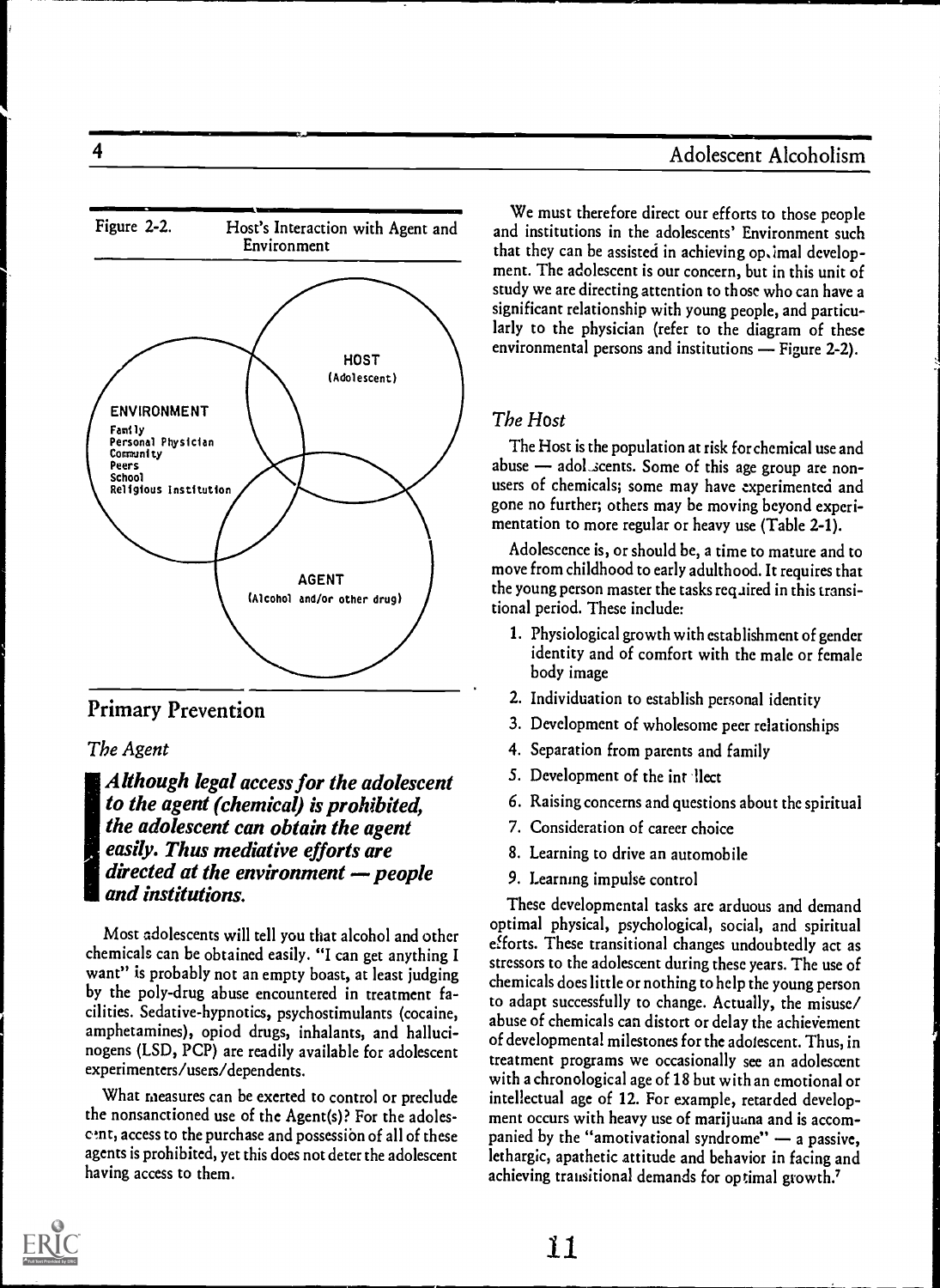Figure 2-2. Host's Interaction with Agent and Environment

HOST (Adolescent)

ENVIRONMENT
Family
Personal Physician
Community
Peers
School
Religious Institution

AGENT (Alcohol and/or other drug)

## Primary Prevention

### The Agent

***Although legal access for the adolescent to the agent (chemical) is prohibited, the adolescent can obtain the agent easily. Thus mediative efforts are directed at the environment — people and institutions.***

Most adolescents will tell you that alcohol and other chemicals can be obtained easily. "I can get anything I want" is probably not an empty boast, at least judging by the poly-drug abuse encountered in treatment facilities. Sedative-hypnotics, psychostimulants (cocaine, amphetamines), opioid drugs, inhalants, and hallucinogens (LSD, PCP) are readily available for adolescent experimenters/users/dependents.

What measures can be exerted to control or preclude the nonsanctioned use of the Agent(s)? For the adolescent, access to the purchase and possession of all of these agents is prohibited, yet this does not deter the adolescent having access to them.

We must therefore direct our efforts to those people and institutions in the adolescents' Environment such that they can be assisted in achieving optimal development. The adolescent is our concern, but in this unit of study we are directing attention to those who can have a significant relationship with young people, and particularly to the physician (refer to the diagram of these environmental persons and institutions — Figure 2-2).

### The Host

The Host is the population at risk for chemical use and abuse — adolescents. Some of this age group are nonusers of chemicals; some may have experimented and gone no further; others may be moving beyond experimentation to more regular or heavy use (Table 2-1).

Adolescence is, or should be, a time to mature and to move from childhood to early adulthood. It requires that the young person master the tasks required in this transitional period. These include:

1. Physiological growth with establishment of gender identity and of comfort with the male or female body image
2. Individuation to establish personal identity
3. Development of wholesome peer relationships
4. Separation from parents and family
5. Development of the intellect
6. Raising concerns and questions about the spiritual
7. Consideration of career choice
8. Learning to drive an automobile
9. Learning impulse control

These developmental tasks are arduous and demand optimal physical, psychological, social, and spiritual efforts. These transitional changes undoubtedly act as stressors to the adolescent during these years. The use of chemicals does little or nothing to help the young person to adapt successfully to change. Actually, the misuse/abuse of chemicals can distort or delay the achievement of developmental milestones for the adolescent. Thus, in treatment programs we occasionally see an adolescent with a chronological age of 18 but with an emotional or intellectual age of 12. For example, retarded development occurs with heavy use of marijuana and is accompanied by the "amotivational syndrome" — a passive, lethargic, apathetic attitude and behavior in facing and achieving transitional demands for optimal growth.[7]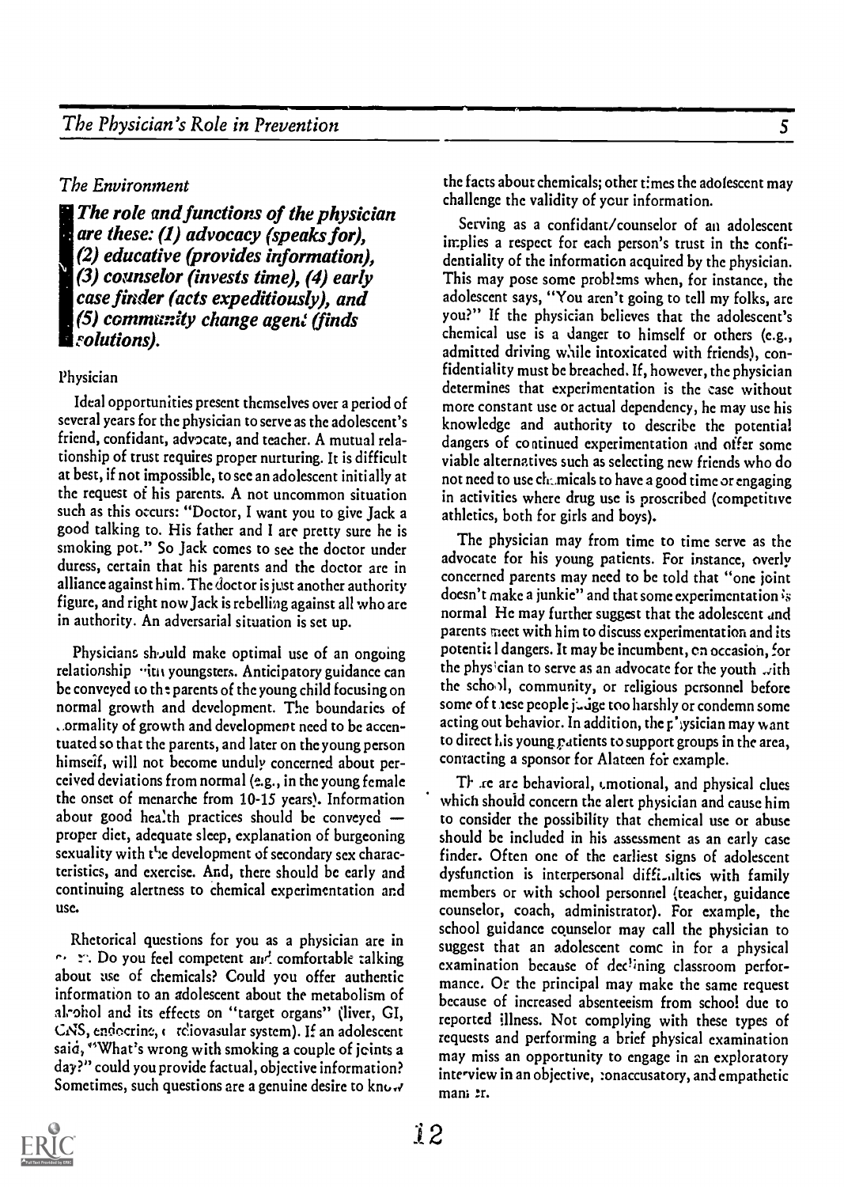## The Environment

***The role and functions of the physician are these: (1) advocacy (speaks for), (2) educative (provides information), (3) counselor (invests time), (4) early case finder (acts expeditiously), and (5) community change agent (finds solutions).***

### Physician

Ideal opportunities present themselves over a period of several years for the physician to serve as the adolescent's friend, confidant, advocate, and teacher. A mutual relationship of trust requires proper nurturing. It is difficult at best, if not impossible, to see an adolescent initially at the request of his parents. A not uncommon situation such as this occurs: "Doctor, I want you to give Jack a good talking to. His father and I are pretty sure he is smoking pot." So Jack comes to see the doctor under duress, certain that his parents and the doctor are in alliance against him. The doctor is just another authority figure, and right now Jack is rebelling against all who are in authority. An adversarial situation is set up.

Physicians should make optimal use of an ongoing relationship with youngsters. Anticipatory guidance can be conveyed to the parents of the young child focusing on normal growth and development. The boundaries of normality of growth and development need to be accentuated so that the parents, and later on the young person himself, will not become unduly concerned about perceived deviations from normal (e.g., in the young female the onset of menarche from 10-15 years). Information about good health practices should be conveyed — proper diet, adequate sleep, explanation of burgeoning sexuality with the development of secondary sex characteristics, and exercise. And, there should be early and continuing alertness to chemical experimentation and use.

Rhetorical questions for you as a physician are in order. Do you feel competent and comfortable talking about use of chemicals? Could you offer authentic information to an adolescent about the metabolism of alcohol and its effects on "target organs" (liver, GI, CNS, endocrine, cardiovasular system). If an adolescent said, "What's wrong with smoking a couple of joints a day?" could you provide factual, objective information? Sometimes, such questions are a genuine desire to know the facts about chemicals; other times the adolescent may challenge the validity of your information.

Serving as a confidant/counselor of an adolescent implies a respect for each person's trust in the confidentiality of the information acquired by the physician. This may pose some problems when, for instance, the adolescent says, "You aren't going to tell my folks, are you?" If the physician believes that the adolescent's chemical use is a danger to himself or others (e.g., admitted driving while intoxicated with friends), confidentiality must be breached. If, however, the physician determines that experimentation is the case without more constant use or actual dependency, he may use his knowledge and authority to describe the potential dangers of continued experimentation and offer some viable alternatives such as selecting new friends who do not need to use chemicals to have a good time or engaging in activities where drug use is proscribed (competitive athletics, both for girls and boys).

The physician may from time to time serve as the advocate for his young patients. For instance, overly concerned parents may need to be told that "one joint doesn't make a junkie" and that some experimentation is normal. He may further suggest that the adolescent and parents meet with him to discuss experimentation and its potential dangers. It may be incumbent, on occasion, for the physician to serve as an advocate for the youth with the school, community, or religious personnel before some of these people judge too harshly or condemn some acting out behavior. In addition, the physician may want to direct his young patients to support groups in the area, contacting a sponsor for Alateen for example.

There are behavioral, emotional, and physical clues which should concern the alert physician and cause him to consider the possibility that chemical use or abuse should be included in his assessment as an early case finder. Often one of the earliest signs of adolescent dysfunction is interpersonal difficulties with family members or with school personnel (teacher, guidance counselor, coach, administrator). For example, the school guidance counselor may call the physician to suggest that an adolescent come in for a physical examination because of declining classroom performance. Or the principal may make the same request because of increased absenteeism from school due to reported illness. Not complying with these types of requests and performing a brief physical examination may miss an opportunity to engage in an exploratory interview in an objective, nonaccusatory, and empathetic manner.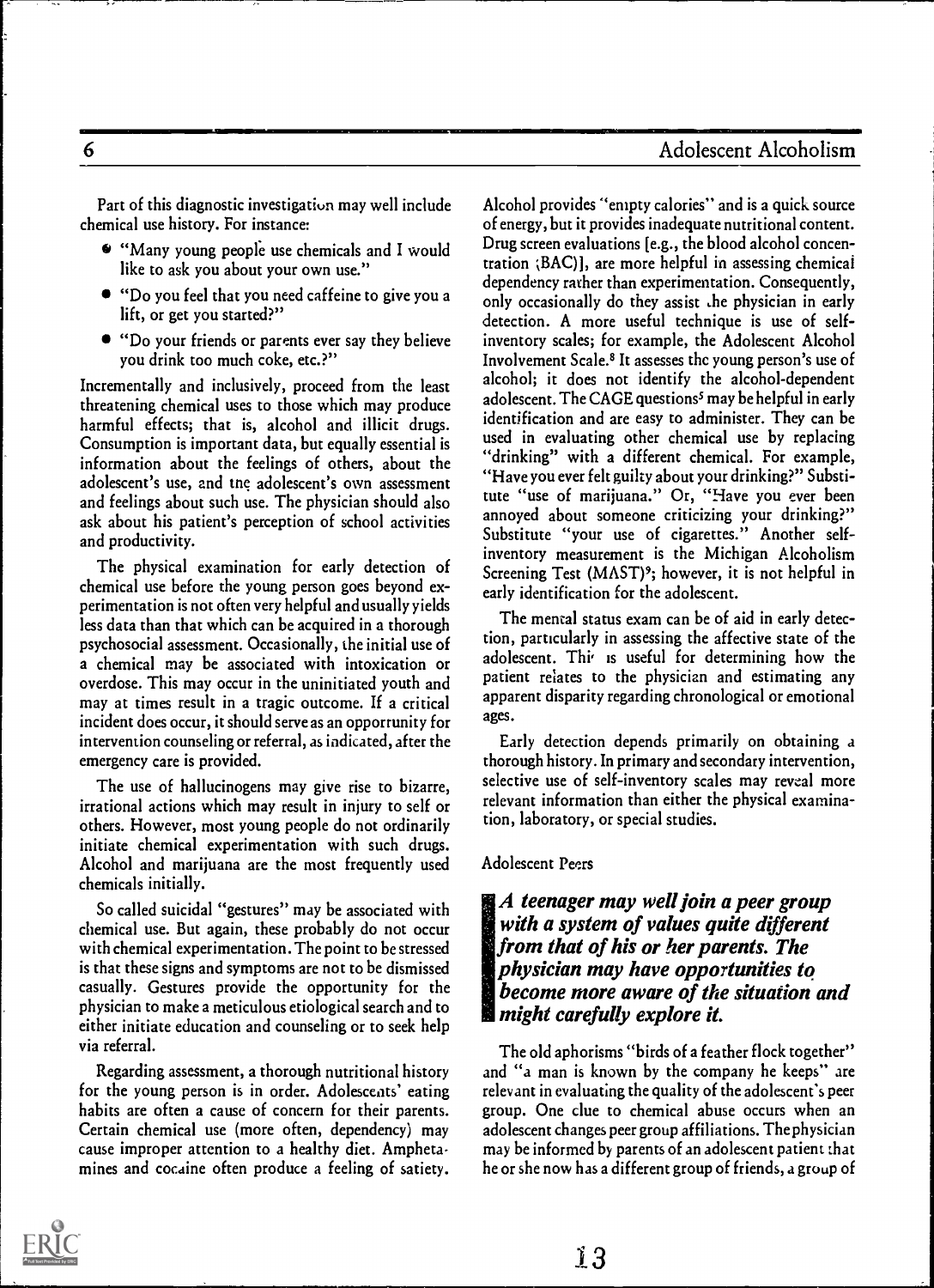Part of this diagnostic investigation may well include chemical use history. For instance:

- "Many young people use chemicals and I would like to ask you about your own use."
- "Do you feel that you need caffeine to give you a lift, or get you started?"
- "Do your friends or parents ever say they believe you drink too much coke, etc.?"

Incrementally and inclusively, proceed from the least threatening chemical uses to those which may produce harmful effects; that is, alcohol and illicit drugs. Consumption is important data, but equally essential is information about the feelings of others, about the adolescent's use, and the adolescent's own assessment and feelings about such use. The physician should also ask about his patient's perception of school activities and productivity.

The physical examination for early detection of chemical use before the young person goes beyond experimentation is not often very helpful and usually yields less data than that which can be acquired in a thorough psychosocial assessment. Occasionally, the initial use of a chemical may be associated with intoxication or overdose. This may occur in the uninitiated youth and may at times result in a tragic outcome. If a critical incident does occur, it should serve as an opporrunity for intervention counseling or referral, as indicated, after the emergency care is provided.

The use of hallucinogens may give rise to bizarre, irrational actions which may result in injury to self or others. However, most young people do not ordinarily initiate chemical experimentation with such drugs. Alcohol and marijuana are the most frequently used chemicals initially.

So called suicidal "gestures" may be associated with chemical use. But again, these probably do not occur with chemical experimentation. The point to be stressed is that these signs and symptoms are not to be dismissed casually. Gestures provide the opportunity for the physician to make a meticulous etiological search and to either initiate education and counseling or to seek help via referral.

Regarding assessment, a thorough nutritional history for the young person is in order. Adolescents' eating habits are often a cause of concern for their parents. Certain chemical use (more often, dependency) may cause improper attention to a healthy diet. Amphetamines and cocaine often produce a feeling of satiety. Alcohol provides "empty calories" and is a quick source of energy, but it provides inadequate nutritional content. Drug screen evaluations [e.g., the blood alcohol concentration (BAC)], are more helpful in assessing chemical dependency rather than experimentation. Consequently, only occasionally do they assist the physician in early detection. A more useful technique is use of self-inventory scales; for example, the Adolescent Alcohol Involvement Scale.[8] It assesses the young person's use of alcohol; it does not identify the alcohol-dependent adolescent. The CAGE questions[5] may be helpful in early identification and are easy to administer. They can be used in evaluating other chemical use by replacing "drinking" with a different chemical. For example, "Have you ever felt guilty about your drinking?" Substitute "use of marijuana." Or, "Have you ever been annoyed about someone criticizing your drinking?" Substitute "your use of cigarettes." Another self-inventory measurement is the Michigan Alcoholism Screening Test (MAST)[9]; however, it is not helpful in early identification for the adolescent.

The mental status exam can be of aid in early detection, particularly in assessing the affective state of the adolescent. This is useful for determining how the patient relates to the physician and estimating any apparent disparity regarding chronological or emotional ages.

Early detection depends primarily on obtaining a thorough history. In primary and secondary intervention, selective use of self-inventory scales may reveal more relevant information than either the physical examination, laboratory, or special studies.

### Adolescent Peers

> ***A teenager may well join a peer group with a system of values quite different from that of his or her parents. The physician may have opportunities to become more aware of the situation and might carefully explore it.***

The old aphorisms "birds of a feather flock together" and "a man is known by the company he keeps" are relevant in evaluating the quality of the adolescent's peer group. One clue to chemical abuse occurs when an adolescent changes peer group affiliations. The physician may be informed by parents of an adolescent patient that he or she now has a different group of friends, a group of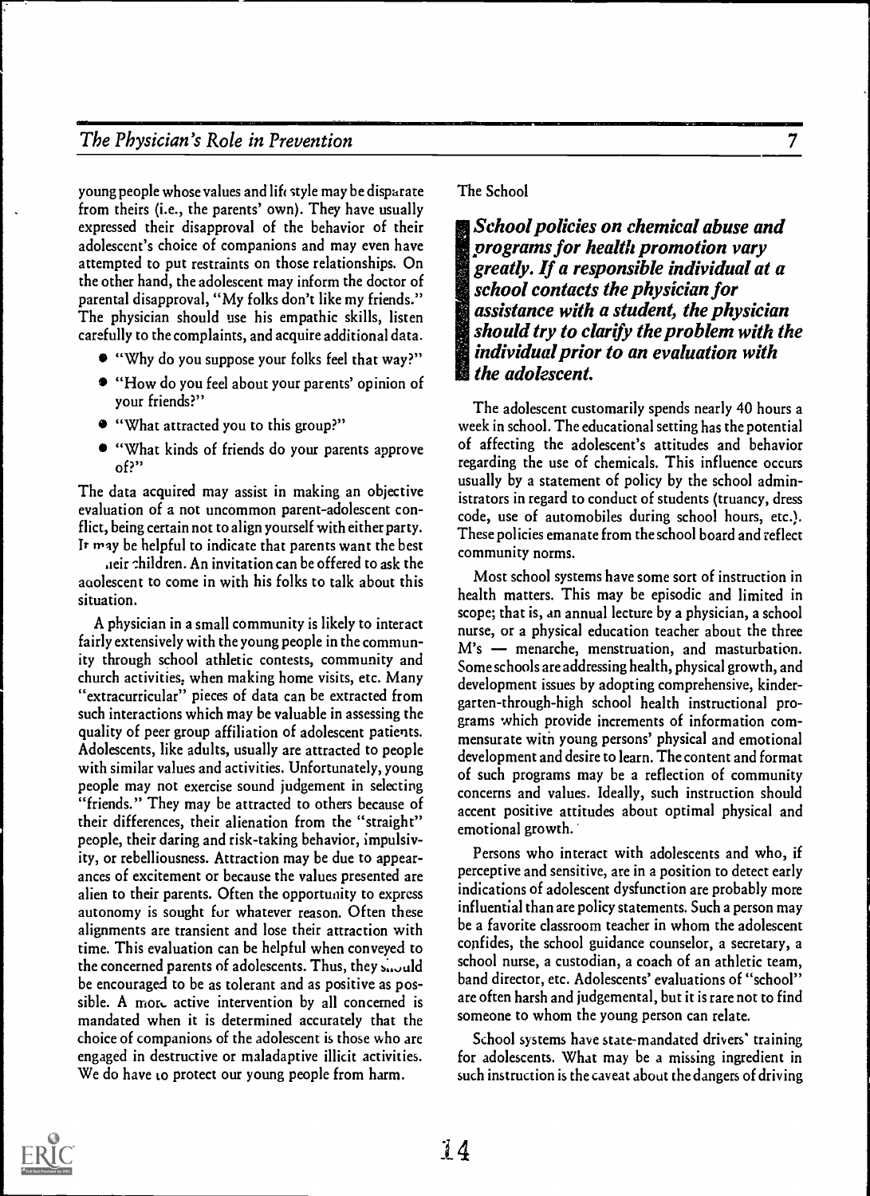young people whose values and life style may be disparate from theirs (i.e., the parents' own). They have usually expressed their disapproval of the behavior of their adolescent's choice of companions and may even have attempted to put restraints on those relationships. On the other hand, the adolescent may inform the doctor of parental disapproval, "My folks don't like my friends." The physician should use his empathic skills, listen carefully to the complaints, and acquire additional data.

- "Why do you suppose your folks feel that way?"
- "How do you feel about your parents' opinion of your friends?"
- "What attracted you to this group?"
- "What kinds of friends do your parents approve of?"

The data acquired may assist in making an objective evaluation of a not uncommon parent-adolescent conflict, being certain not to align yourself with either party. It may be helpful to indicate that parents want the best for their children. An invitation can be offered to ask the adolescent to come in with his folks to talk about this situation.

A physician in a small community is likely to interact fairly extensively with the young people in the community through school athletic contests, community and church activities, when making home visits, etc. Many "extracurricular" pieces of data can be extracted from such interactions which may be valuable in assessing the quality of peer group affiliation of adolescent patients. Adolescents, like adults, usually are attracted to people with similar values and activities. Unfortunately, young people may not exercise sound judgement in selecting "friends." They may be attracted to others because of their differences, their alienation from the "straight" people, their daring and risk-taking behavior, impulsivity, or rebelliousness. Attraction may be due to appearances of excitement or because the values presented are alien to their parents. Often the opportunity to express autonomy is sought for whatever reason. Often these alignments are transient and lose their attraction with time. This evaluation can be helpful when conveyed to the concerned parents of adolescents. Thus, they should be encouraged to be as tolerant and as positive as possible. A more active intervention by all concerned is mandated when it is determined accurately that the choice of companions of the adolescent is those who are engaged in destructive or maladaptive illicit activities. We do have to protect our young people from harm.

### The School

> ***School policies on chemical abuse and programs for health promotion vary greatly. If a responsible individual at a school contacts the physician for assistance with a student, the physician should try to clarify the problem with the individual prior to an evaluation with the adolescent.***

The adolescent customarily spends nearly 40 hours a week in school. The educational setting has the potential of affecting the adolescent's attitudes and behavior regarding the use of chemicals. This influence occurs usually by a statement of policy by the school administrators in regard to conduct of students (truancy, dress code, use of automobiles during school hours, etc.). These policies emanate from the school board and reflect community norms.

Most school systems have some sort of instruction in health matters. This may be episodic and limited in scope; that is, an annual lecture by a physician, a school nurse, or a physical education teacher about the three M's — menarche, menstruation, and masturbation. Some schools are addressing health, physical growth, and development issues by adopting comprehensive, kindergarten-through-high school health instructional programs which provide increments of information commensurate with young persons' physical and emotional development and desire to learn. The content and format of such programs may be a reflection of community concerns and values. Ideally, such instruction should accent positive attitudes about optimal physical and emotional growth.

Persons who interact with adolescents and who, if perceptive and sensitive, are in a position to detect early indications of adolescent dysfunction are probably more influential than are policy statements. Such a person may be a favorite classroom teacher in whom the adolescent confides, the school guidance counselor, a secretary, a school nurse, a custodian, a coach of an athletic team, band director, etc. Adolescents' evaluations of "school" are often harsh and judgemental, but it is rare not to find someone to whom the young person can relate.

School systems have state-mandated drivers' training for adolescents. What may be a missing ingredient in such instruction is the caveat about the dangers of driving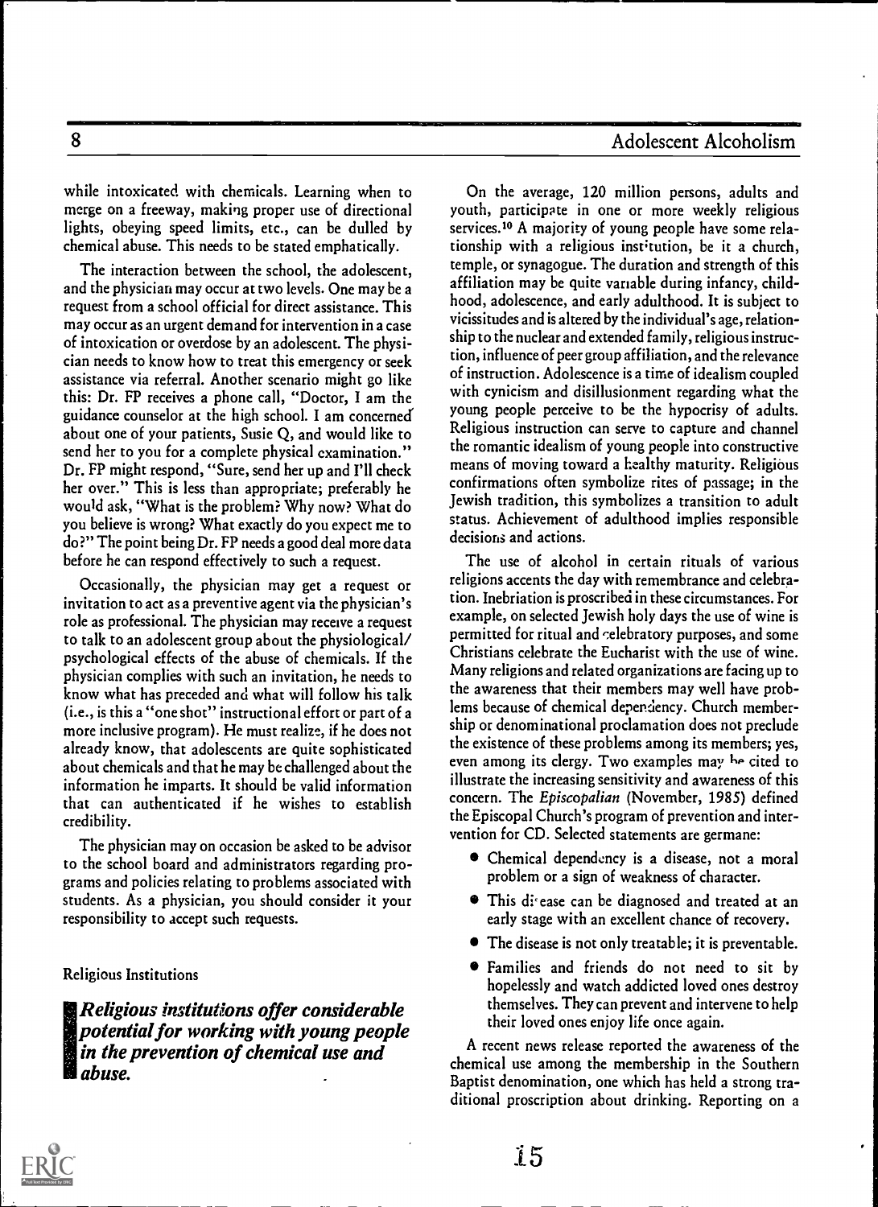while intoxicated with chemicals. Learning when to merge on a freeway, making proper use of directional lights, obeying speed limits, etc., can be dulled by chemical abuse. This needs to be stated emphatically.

The interaction between the school, the adolescent, and the physician may occur at two levels. One may be a request from a school official for direct assistance. This may occur as an urgent demand for intervention in a case of intoxication or overdose by an adolescent. The physician needs to know how to treat this emergency or seek assistance via referral. Another scenario might go like this: Dr. FP receives a phone call, "Doctor, I am the guidance counselor at the high school. I am concerned about one of your patients, Susie Q, and would like to send her to you for a complete physical examination." Dr. FP might respond, "Sure, send her up and I'll check her over." This is less than appropriate; preferably he would ask, "What is the problem? Why now? What do you believe is wrong? What exactly do you expect me to do?" The point being Dr. FP needs a good deal more data before he can respond effectively to such a request.

Occasionally, the physician may get a request or invitation to act as a preventive agent via the physician's role as professional. The physician may receive a request to talk to an adolescent group about the physiological/psychological effects of the abuse of chemicals. If the physician complies with such an invitation, he needs to know what has preceded and what will follow his talk (i.e., is this a "one shot" instructional effort or part of a more inclusive program). He must realize, if he does not already know, that adolescents are quite sophisticated about chemicals and that he may be challenged about the information he imparts. It should be valid information that can authenticated if he wishes to establish credibility.

The physician may on occasion be asked to be advisor to the school board and administrators regarding programs and policies relating to problems associated with students. As a physician, you should consider it your responsibility to accept such requests.

### Religious Institutions

> ***Religious institutions offer considerable potential for working with young people in the prevention of chemical use and abuse.***

On the average, 120 million persons, adults and youth, participate in one or more weekly religious services.[10] A majority of young people have some relationship with a religious institution, be it a church, temple, or synagogue. The duration and strength of this affiliation may be quite variable during infancy, childhood, adolescence, and early adulthood. It is subject to vicissitudes and is altered by the individual's age, relationship to the nuclear and extended family, religious instruction, influence of peer group affiliation, and the relevance of instruction. Adolescence is a time of idealism coupled with cynicism and disillusionment regarding what the young people perceive to be the hypocrisy of adults. Religious instruction can serve to capture and channel the romantic idealism of young people into constructive means of moving toward a healthy maturity. Religious confirmations often symbolize rites of passage; in the Jewish tradition, this symbolizes a transition to adult status. Achievement of adulthood implies responsible decisions and actions.

The use of alcohol in certain rituals of various religions accents the day with remembrance and celebration. Inebriation is proscribed in these circumstances. For example, on selected Jewish holy days the use of wine is permitted for ritual and celebratory purposes, and some Christians celebrate the Eucharist with the use of wine. Many religions and related organizations are facing up to the awareness that their members may well have problems because of chemical dependency. Church membership or denominational proclamation does not preclude the existence of these problems among its members; yes, even among its clergy. Two examples may be cited to illustrate the increasing sensitivity and awareness of this concern. The *Episcopalian* (November, 1985) defined the Episcopal Church's program of prevention and intervention for CD. Selected statements are germane:

- Chemical dependency is a disease, not a moral problem or a sign of weakness of character.
- This disease can be diagnosed and treated at an early stage with an excellent chance of recovery.
- The disease is not only treatable; it is preventable.
- Families and friends do not need to sit by hopelessly and watch addicted loved ones destroy themselves. They can prevent and intervene to help their loved ones enjoy life once again.

A recent news release reported the awareness of the chemical use among the membership in the Southern Baptist denomination, one which has held a strong traditional proscription about drinking. Reporting on a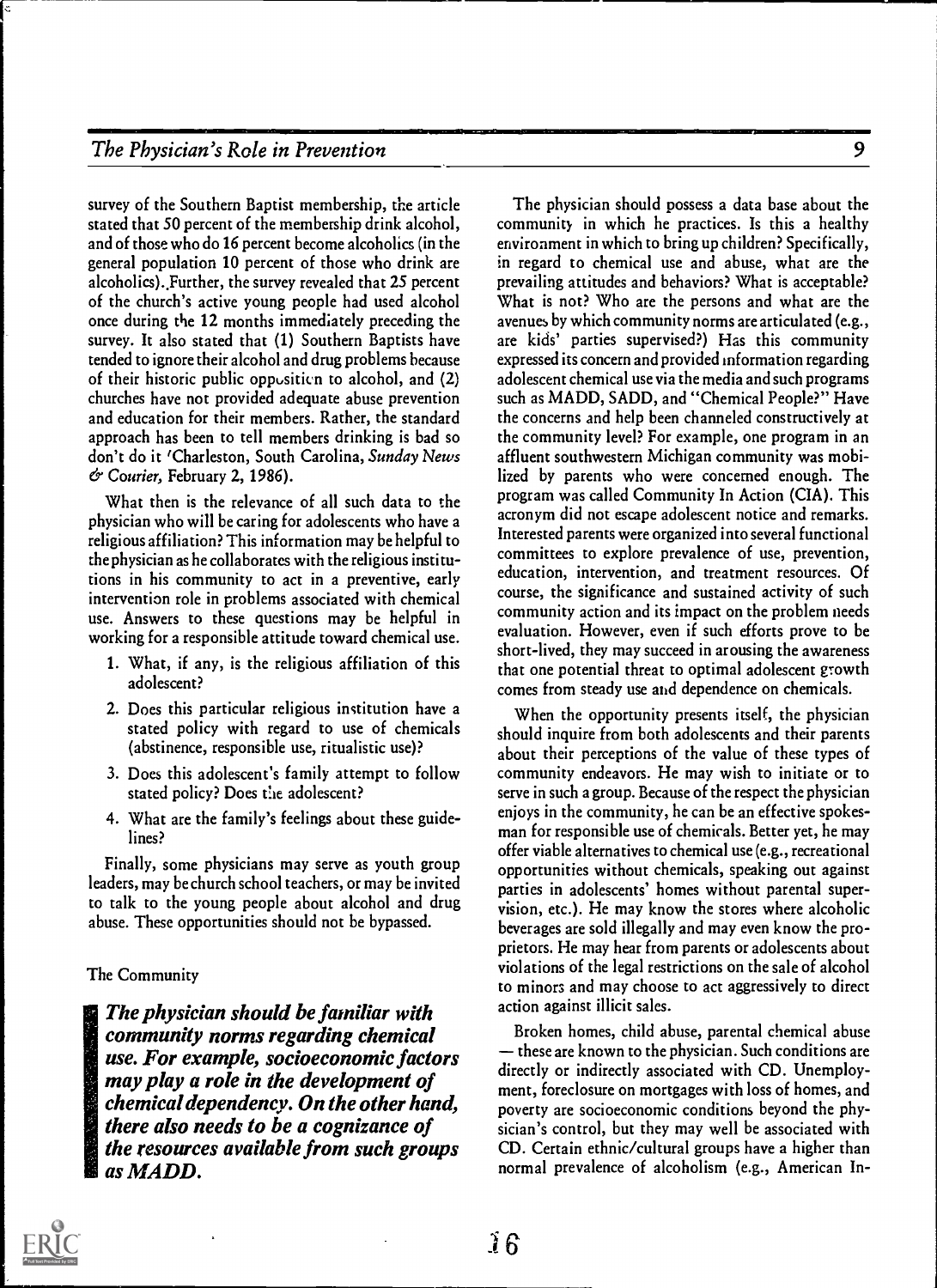survey of the Southern Baptist membership, the article stated that 50 percent of the membership drink alcohol, and of those who do 16 percent become alcoholics (in the general population 10 percent of those who drink are alcoholics). Further, the survey revealed that 25 percent of the church's active young people had used alcohol once during the 12 months immediately preceding the survey. It also stated that (1) Southern Baptists have tended to ignore their alcohol and drug problems because of their historic public opposition to alcohol, and (2) churches have not provided adequate abuse prevention and education for their members. Rather, the standard approach has been to tell members drinking is bad so don't do it (Charleston, South Carolina, *Sunday News & Courier*, February 2, 1986).

What then is the relevance of all such data to the physician who will be caring for adolescents who have a religious affiliation? This information may be helpful to the physician as he collaborates with the religious institutions in his community to act in a preventive, early intervention role in problems associated with chemical use. Answers to these questions may be helpful in working for a responsible attitude toward chemical use.

1. What, if any, is the religious affiliation of this adolescent?
2. Does this particular religious institution have a stated policy with regard to use of chemicals (abstinence, responsible use, ritualistic use)?
3. Does this adolescent's family attempt to follow stated policy? Does the adolescent?
4. What are the family's feelings about these guidelines?

Finally, some physicians may serve as youth group leaders, may be church school teachers, or may be invited to talk to the young people about alcohol and drug abuse. These opportunities should not be bypassed.

## The Community

> ***The physician should be familiar with community norms regarding chemical use. For example, socioeconomic factors may play a role in the development of chemical dependency. On the other hand, there also needs to be a cognizance of the resources available from such groups as MADD.***

The physician should possess a data base about the community in which he practices. Is this a healthy environment in which to bring up children? Specifically, in regard to chemical use and abuse, what are the prevailing attitudes and behaviors? What is acceptable? What is not? Who are the persons and what are the avenues by which community norms are articulated (e.g., are kids' parties supervised?) Has this community expressed its concern and provided information regarding adolescent chemical use via the media and such programs such as MADD, SADD, and "Chemical People?" Have the concerns and help been channeled constructively at the community level? For example, one program in an affluent southwestern Michigan community was mobilized by parents who were concerned enough. The program was called Community In Action (CIA). This acronym did not escape adolescent notice and remarks. Interested parents were organized into several functional committees to explore prevalence of use, prevention, education, intervention, and treatment resources. Of course, the significance and sustained activity of such community action and its impact on the problem needs evaluation. However, even if such efforts prove to be short-lived, they may succeed in arousing the awareness that one potential threat to optimal adolescent growth comes from steady use and dependence on chemicals.

When the opportunity presents itself, the physician should inquire from both adolescents and their parents about their perceptions of the value of these types of community endeavors. He may wish to initiate or to serve in such a group. Because of the respect the physician enjoys in the community, he can be an effective spokesman for responsible use of chemicals. Better yet, he may offer viable alternatives to chemical use (e.g., recreational opportunities without chemicals, speaking out against parties in adolescents' homes without parental supervision, etc.). He may know the stores where alcoholic beverages are sold illegally and may even know the proprietors. He may hear from parents or adolescents about violations of the legal restrictions on the sale of alcohol to minors and may choose to act aggressively to direct action against illicit sales.

Broken homes, child abuse, parental chemical abuse — these are known to the physician. Such conditions are directly or indirectly associated with CD. Unemployment, foreclosure on mortgages with loss of homes, and poverty are socioeconomic conditions beyond the physician's control, but they may well be associated with CD. Certain ethnic/cultural groups have a higher than normal prevalence of alcoholism (e.g., American In-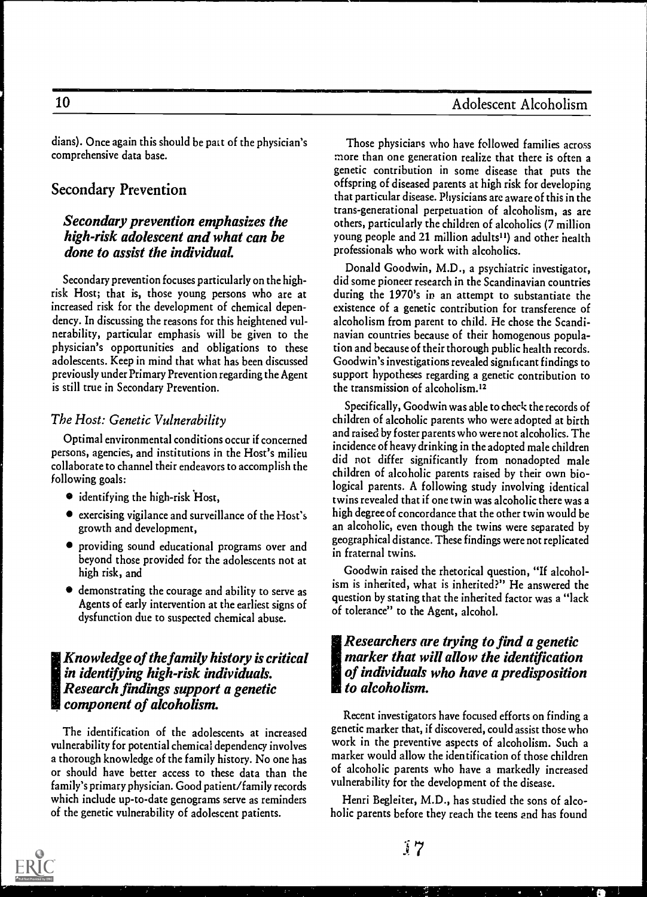dians). Once again this should be part of the physician's comprehensive data base.

## Secondary Prevention

### *Secondary prevention emphasizes the high-risk adolescent and what can be done to assist the individual.*

Secondary prevention focuses particularly on the high-risk Host; that is, those young persons who are at increased risk for the development of chemical dependency. In discussing the reasons for this heightened vulnerability, particular emphasis will be given to the physician's opportunities and obligations to these adolescents. Keep in mind that what has been discussed previously under Primary Prevention regarding the Agent is still true in Secondary Prevention.

### *The Host: Genetic Vulnerability*

Optimal environmental conditions occur if concerned persons, agencies, and institutions in the Host's milieu collaborate to channel their endeavors to accomplish the following goals:

- identifying the high-risk Host,
- exercising vigilance and surveillance of the Host's growth and development,
- providing sound educational programs over and beyond those provided for the adolescents not at high risk, and
- demonstrating the courage and ability to serve as Agents of early intervention at the earliest signs of dysfunction due to suspected chemical abuse.

### *Knowledge of the family history is critical in identifying high-risk individuals. Research findings support a genetic component of alcoholism.*

The identification of the adolescents at increased vulnerability for potential chemical dependency involves a thorough knowledge of the family history. No one has or should have better access to these data than the family's primary physician. Good patient/family records which include up-to-date genograms serve as reminders of the genetic vulnerability of adolescent patients.

Those physicians who have followed families across more than one generation realize that there is often a genetic contribution in some disease that puts the offspring of diseased parents at high risk for developing that particular disease. Physicians are aware of this in the trans-generational perpetuation of alcoholism, as are others, particularly the children of alcoholics (7 million young people and 21 million adults[11]) and other health professionals who work with alcoholics.

Donald Goodwin, M.D., a psychiatric investigator, did some pioneer research in the Scandinavian countries during the 1970's in an attempt to substantiate the existence of a genetic contribution for transference of alcoholism from parent to child. He chose the Scandinavian countries because of their homogenous population and because of their thorough public health records. Goodwin's investigations revealed significant findings to support hypotheses regarding a genetic contribution to the transmission of alcoholism.[12]

Specifically, Goodwin was able to check the records of children of alcoholic parents who were adopted at birth and raised by foster parents who were not alcoholics. The incidence of heavy drinking in the adopted male children did not differ significantly from nonadopted male children of alcoholic parents raised by their own biological parents. A following study involving identical twins revealed that if one twin was alcoholic there was a high degree of concordance that the other twin would be an alcoholic, even though the twins were separated by geographical distance. These findings were not replicated in fraternal twins.

Goodwin raised the rhetorical question, "If alcoholism is inherited, what is inherited?" He answered the question by stating that the inherited factor was a "lack of tolerance" to the Agent, alcohol.

### *Researchers are trying to find a genetic marker that will allow the identification of individuals who have a predisposition to alcoholism.*

Recent investigators have focused efforts on finding a genetic marker that, if discovered, could assist those who work in the preventive aspects of alcoholism. Such a marker would allow the identification of those children of alcoholic parents who have a markedly increased vulnerability for the development of the disease.

Henri Begleiter, M.D., has studied the sons of alcoholic parents before they reach the teens and has found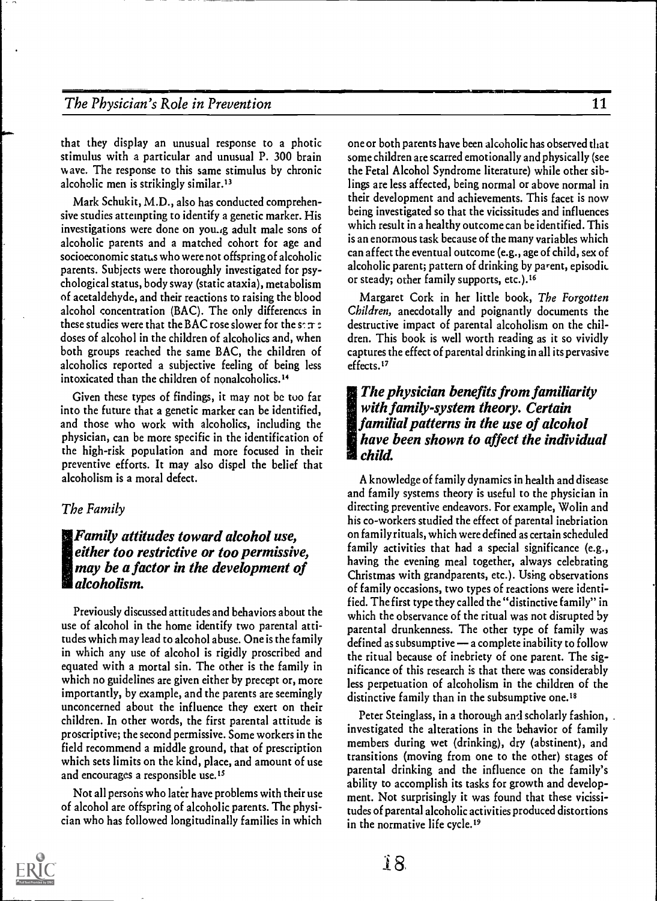that they display an unusual response to a photic stimulus with a particular and unusual P. 300 brain wave. The response to this same stimulus by chronic alcoholic men is strikingly similar.[13]

Mark Schukit, M.D., also has conducted comprehensive studies attempting to identify a genetic marker. His investigations were done on young adult male sons of alcoholic parents and a matched cohort for age and socioeconomic status who were not offspring of alcoholic parents. Subjects were thoroughly investigated for psychological status, body sway (static ataxia), metabolism of acetaldehyde, and their reactions to raising the blood alcohol concentration (BAC). The only differences in these studies were that the BAC rose slower for the same doses of alcohol in the children of alcoholics and, when both groups reached the same BAC, the children of alcoholics reported a subjective feeling of being less intoxicated than the children of nonalcoholics.[14]

Given these types of findings, it may not be too far into the future that a genetic marker can be identified, and those who work with alcoholics, including the physician, can be more specific in the identification of the high-risk population and more focused in their preventive efforts. It may also dispel the belief that alcoholism is a moral defect.

## *The Family*

***Family attitudes toward alcohol use, either too restrictive or too permissive, may be a factor in the development of alcoholism.***

Previously discussed attitudes and behaviors about the use of alcohol in the home identify two parental attitudes which may lead to alcohol abuse. One is the family in which any use of alcohol is rigidly proscribed and equated with a mortal sin. The other is the family in which no guidelines are given either by precept or, more importantly, by example, and the parents are seemingly unconcerned about the influence they exert on their children. In other words, the first parental attitude is proscriptive; the second permissive. Some workers in the field recommend a middle ground, that of prescription which sets limits on the kind, place, and amount of use and encourages a responsible use.[15]

Not all persons who later have problems with their use of alcohol are offspring of alcoholic parents. The physician who has followed longitudinally families in which one or both parents have been alcoholic has observed that some children are scarred emotionally and physically (see the Fetal Alcohol Syndrome literature) while other siblings are less affected, being normal or above normal in their development and achievements. This facet is now being investigated so that the vicissitudes and influences which result in a healthy outcome can be identified. This is an enormous task because of the many variables which can affect the eventual outcome (e.g., age of child, sex of alcoholic parent; pattern of drinking by parent, episodic or steady; other family supports, etc.).[16]

Margaret Cork in her little book, *The Forgotten Children*, anecdotally and poignantly documents the destructive impact of parental alcoholism on the children. This book is well worth reading as it so vividly captures the effect of parental drinking in all its pervasive effects.[17]

***The physician benefits from familiarity with family-system theory. Certain familial patterns in the use of alcohol have been shown to affect the individual child.***

A knowledge of family dynamics in health and disease and family systems theory is useful to the physician in directing preventive endeavors. For example, Wolin and his co-workers studied the effect of parental inebriation on family rituals, which were defined as certain scheduled family activities that had a special significance (e.g., having the evening meal together, always celebrating Christmas with grandparents, etc.). Using observations of family occasions, two types of reactions were identified. The first type they called the "distinctive family" in which the observance of the ritual was not disrupted by parental drunkenness. The other type of family was defined as subsumptive — a complete inability to follow the ritual because of inebriety of one parent. The significance of this research is that there was considerably less perpetuation of alcoholism in the children of the distinctive family than in the subsumptive one.[18]

Peter Steinglass, in a thorough and scholarly fashion, investigated the alterations in the behavior of family members during wet (drinking), dry (abstinent), and transitions (moving from one to the other) stages of parental drinking and the influence on the family's ability to accomplish its tasks for growth and development. Not surprisingly it was found that these vicissitudes of parental alcoholic activities produced distortions in the normative life cycle.[19]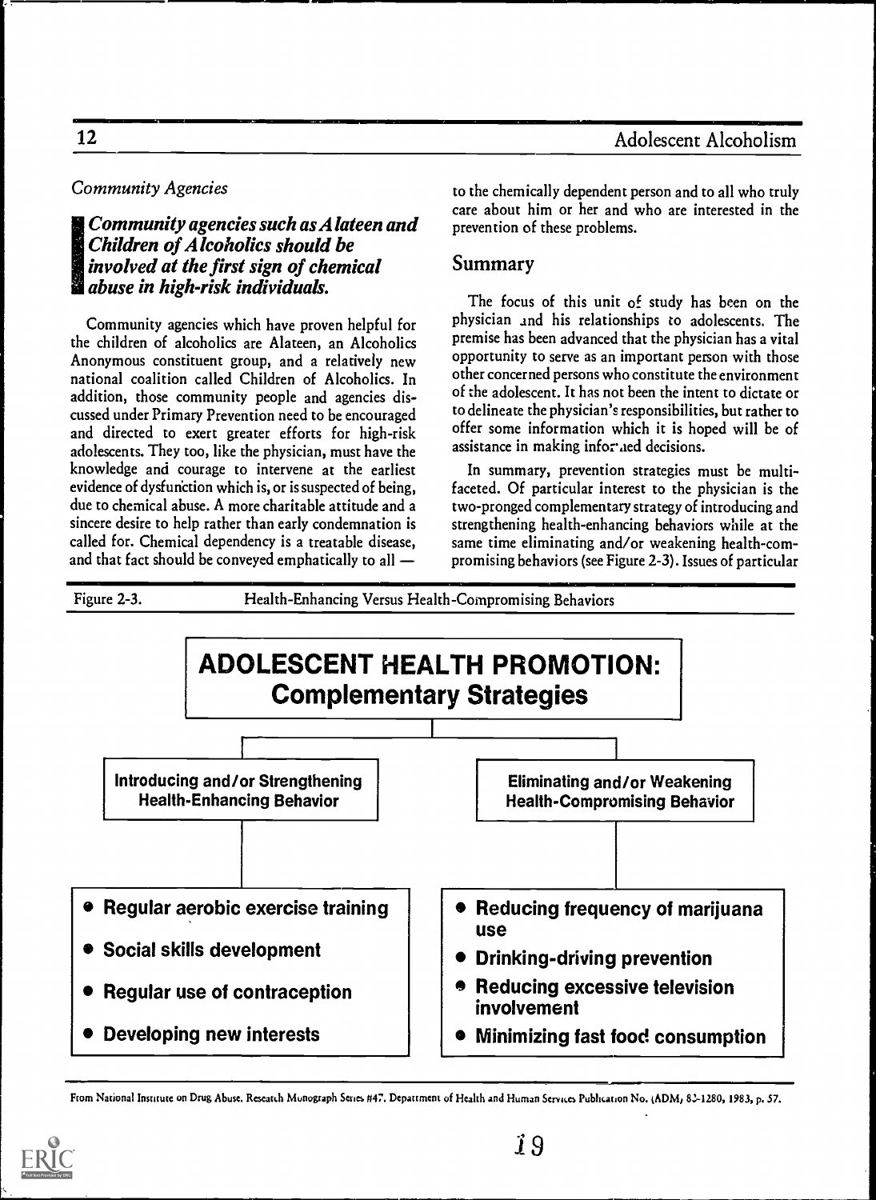*Community Agencies*

***Community agencies such as Alateen and Children of Alcoholics should be involved at the first sign of chemical abuse in high-risk individuals.***

Community agencies which have proven helpful for the children of alcoholics are Alateen, an Alcoholics Anonymous constituent group, and a relatively new national coalition called Children of Alcoholics. In addition, those community people and agencies discussed under Primary Prevention need to be encouraged and directed to exert greater efforts for high-risk adolescents. They too, like the physician, must have the knowledge and courage to intervene at the earliest evidence of dysfunction which is, or is suspected of being, due to chemical abuse. A more charitable attitude and a sincere desire to help rather than early condemnation is called for. Chemical dependency is a treatable disease, and that fact should be conveyed emphatically to all — to the chemically dependent person and to all who truly care about him or her and who are interested in the prevention of these problems.

## Summary

The focus of this unit of study has been on the physician and his relationships to adolescents. The premise has been advanced that the physician has a vital opportunity to serve as an important person with those other concerned persons who constitute the environment of the adolescent. It has not been the intent to dictate or to delineate the physician's responsibilities, but rather to offer some information which it is hoped will be of assistance in making informed decisions.

In summary, prevention strategies must be multi-faceted. Of particular interest to the physician is the two-pronged complementary strategy of introducing and strengthening health-enhancing behaviors while at the same time eliminating and/or weakening health-compromising behaviors (see Figure 2-3). Issues of particular

Figure 2-3. Health-Enhancing Versus Health-Compromising Behaviors

**ADOLESCENT HEALTH PROMOTION: Complementary Strategies**

| Introducing and/or Strengthening Health-Enhancing Behavior | Eliminating and/or Weakening Health-Compromising Behavior |
|---|---|
| • Regular aerobic exercise training | • Reducing frequency of marijuana use |
| • Social skills development | • Drinking-driving prevention |
| • Regular use of contraception | • Reducing excessive television involvement |
| • Developing new interests | • Minimizing fast food consumption |

From National Institute on Drug Abuse, Research Monograph Series #47, Department of Health and Human Services Publication No. (ADM) 83-1280, 1983, p. 57.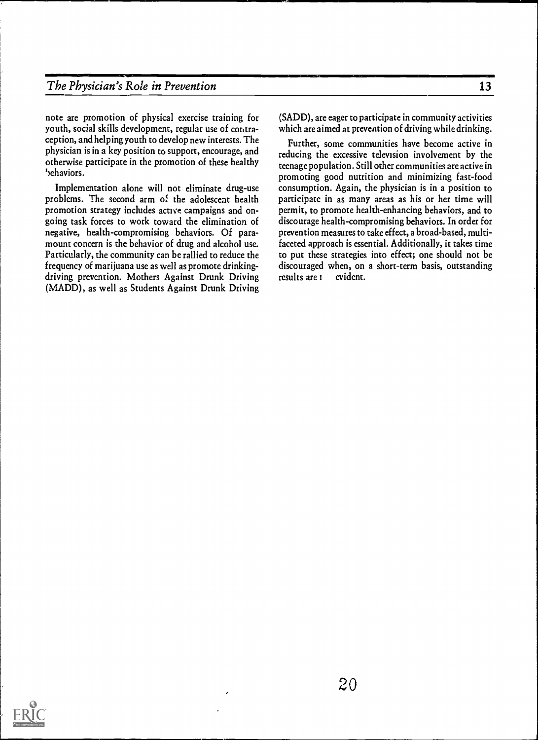note are promotion of physical exercise training for youth, social skills development, regular use of contraception, and helping youth to develop new interests. The physician is in a key position to support, encourage, and otherwise participate in the promotion of these healthy behaviors.

Implementation alone will not eliminate drug-use problems. The second arm of the adolescent health promotion strategy includes active campaigns and ongoing task forces to work toward the elimination of negative, health-compromising behaviors. Of paramount concern is the behavior of drug and alcohol use. Particularly, the community can be rallied to reduce the frequency of marijuana use as well as promote drinking-driving prevention. Mothers Against Drunk Driving (MADD), as well as Students Against Drunk Driving (SADD), are eager to participate in community activities which are aimed at prevention of driving while drinking.

Further, some communities have become active in reducing the excessive television involvement by the teenage population. Still other communities are active in promoting good nutrition and minimizing fast-food consumption. Again, the physician is in a position to participate in as many areas as his or her time will permit, to promote health-enhancing behaviors, and to discourage health-compromising behaviors. In order for prevention measures to take effect, a broad-based, multifaceted approach is essential. Additionally, it takes time to put these strategies into effect; one should not be discouraged when, on a short-term basis, outstanding results are not evident.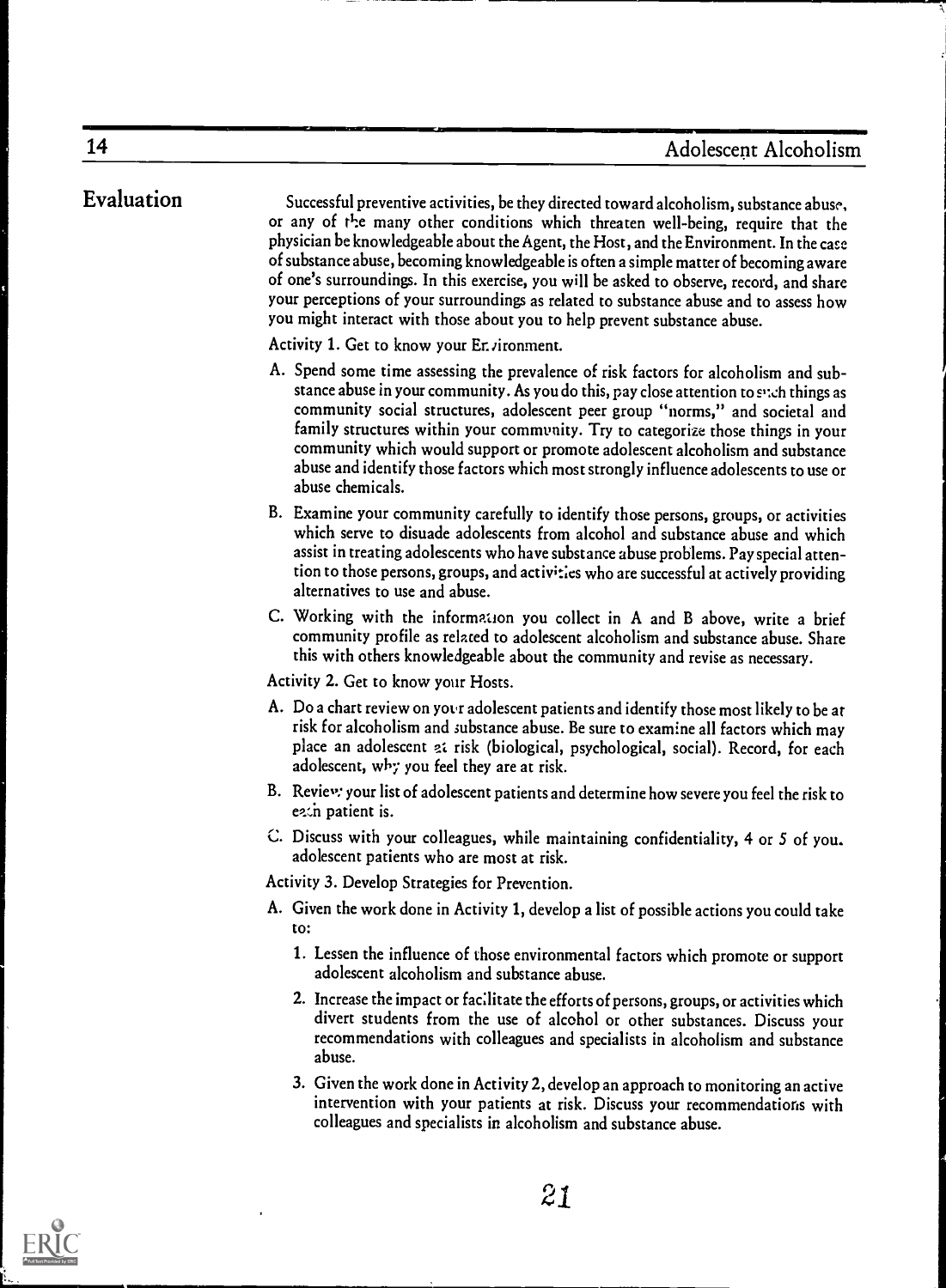## Evaluation

Successful preventive activities, be they directed toward alcoholism, substance abuse, or any of the many other conditions which threaten well-being, require that the physician be knowledgeable about the Agent, the Host, and the Environment. In the case of substance abuse, becoming knowledgeable is often a simple matter of becoming aware of one's surroundings. In this exercise, you will be asked to observe, record, and share your perceptions of your surroundings as related to substance abuse and to assess how you might interact with those about you to help prevent substance abuse.

Activity 1. Get to know your Environment.

A. Spend some time assessing the prevalence of risk factors for alcoholism and substance abuse in your community. As you do this, pay close attention to such things as community social structures, adolescent peer group "norms," and societal and family structures within your community. Try to categorize those things in your community which would support or promote adolescent alcoholism and substance abuse and identify those factors which most strongly influence adolescents to use or abuse chemicals.

B. Examine your community carefully to identify those persons, groups, or activities which serve to disuade adolescents from alcohol and substance abuse and which assist in treating adolescents who have substance abuse problems. Pay special attention to those persons, groups, and activities who are successful at actively providing alternatives to use and abuse.

C. Working with the information you collect in A and B above, write a brief community profile as related to adolescent alcoholism and substance abuse. Share this with others knowledgeable about the community and revise as necessary.

Activity 2. Get to know your Hosts.

A. Do a chart review on your adolescent patients and identify those most likely to be at risk for alcoholism and substance abuse. Be sure to examine all factors which may place an adolescent at risk (biological, psychological, social). Record, for each adolescent, why you feel they are at risk.

B. Review your list of adolescent patients and determine how severe you feel the risk to each patient is.

C. Discuss with your colleagues, while maintaining confidentiality, 4 or 5 of your adolescent patients who are most at risk.

Activity 3. Develop Strategies for Prevention.

A. Given the work done in Activity 1, develop a list of possible actions you could take to:

1. Lessen the influence of those environmental factors which promote or support adolescent alcoholism and substance abuse.
2. Increase the impact or facilitate the efforts of persons, groups, or activities which divert students from the use of alcohol or other substances. Discuss your recommendations with colleagues and specialists in alcoholism and substance abuse.
3. Given the work done in Activity 2, develop an approach to monitoring an active intervention with your patients at risk. Discuss your recommendations with colleagues and specialists in alcoholism and substance abuse.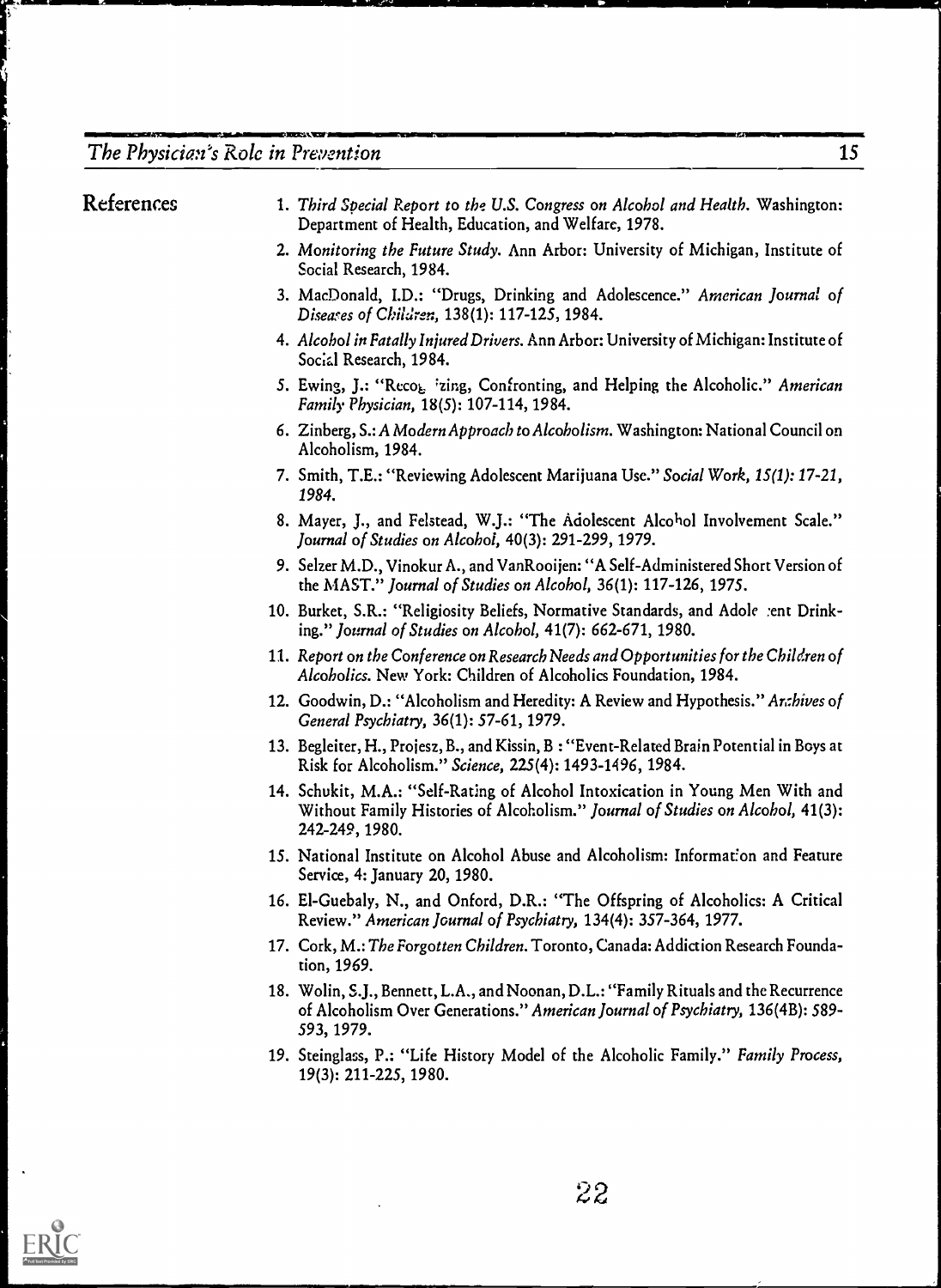## References

1. *Third Special Report to the U.S. Congress on Alcohol and Health*. Washington: Department of Health, Education, and Welfare, 1978.
2. *Monitoring the Future Study*. Ann Arbor: University of Michigan, Institute of Social Research, 1984.
3. MacDonald, I.D.: "Drugs, Drinking and Adolescence." *American Journal of Diseases of Children*, 138(1): 117-125, 1984.
4. *Alcohol in Fatally Injured Drivers*. Ann Arbor: University of Michigan: Institute of Social Research, 1984.
5. Ewing, J.: "Recognizing, Confronting, and Helping the Alcoholic." *American Family Physician*, 18(5): 107-114, 1984.
6. Zinberg, S.: *A Modern Approach to Alcoholism*. Washington: National Council on Alcoholism, 1984.
7. Smith, T.E.: "Reviewing Adolescent Marijuana Use." *Social Work, 15(1): 17-21, 1984.*
8. Mayer, J., and Felstead, W.J.: "The Adolescent Alcohol Involvement Scale." *Journal of Studies on Alcohol*, 40(3): 291-299, 1979.
9. Selzer M.D., Vinokur A., and VanRooijen: "A Self-Administered Short Version of the MAST." *Journal of Studies on Alcohol*, 36(1): 117-126, 1975.
10. Burket, S.R.: "Religiosity Beliefs, Normative Standards, and Adolescent Drinking." *Journal of Studies on Alcohol*, 41(7): 662-671, 1980.
11. *Report on the Conference on Research Needs and Opportunities for the Children of Alcoholics*. New York: Children of Alcoholics Foundation, 1984.
12. Goodwin, D.: "Alcoholism and Heredity: A Review and Hypothesis." *Archives of General Psychiatry*, 36(1): 57-61, 1979.
13. Begleiter, H., Projesz, B., and Kissin, B : "Event-Related Brain Potential in Boys at Risk for Alcoholism." *Science*, 225(4): 1493-1496, 1984.
14. Schukit, M.A.: "Self-Rating of Alcohol Intoxication in Young Men With and Without Family Histories of Alcoholism." *Journal of Studies on Alcohol*, 41(3): 242-249, 1980.
15. National Institute on Alcohol Abuse and Alcoholism: Information and Feature Service, 4: January 20, 1980.
16. El-Guebaly, N., and Onford, D.R.: "The Offspring of Alcoholics: A Critical Review." *American Journal of Psychiatry*, 134(4): 357-364, 1977.
17. Cork, M.: *The Forgotten Children*. Toronto, Canada: Addiction Research Foundation, 1969.
18. Wolin, S.J., Bennett, L.A., and Noonan, D.L.: "Family Rituals and the Recurrence of Alcoholism Over Generations." *American Journal of Psychiatry*, 136(4B): 589-593, 1979.
19. Steinglass, P.: "Life History Model of the Alcoholic Family." *Family Process*, 19(3): 211-225, 1980.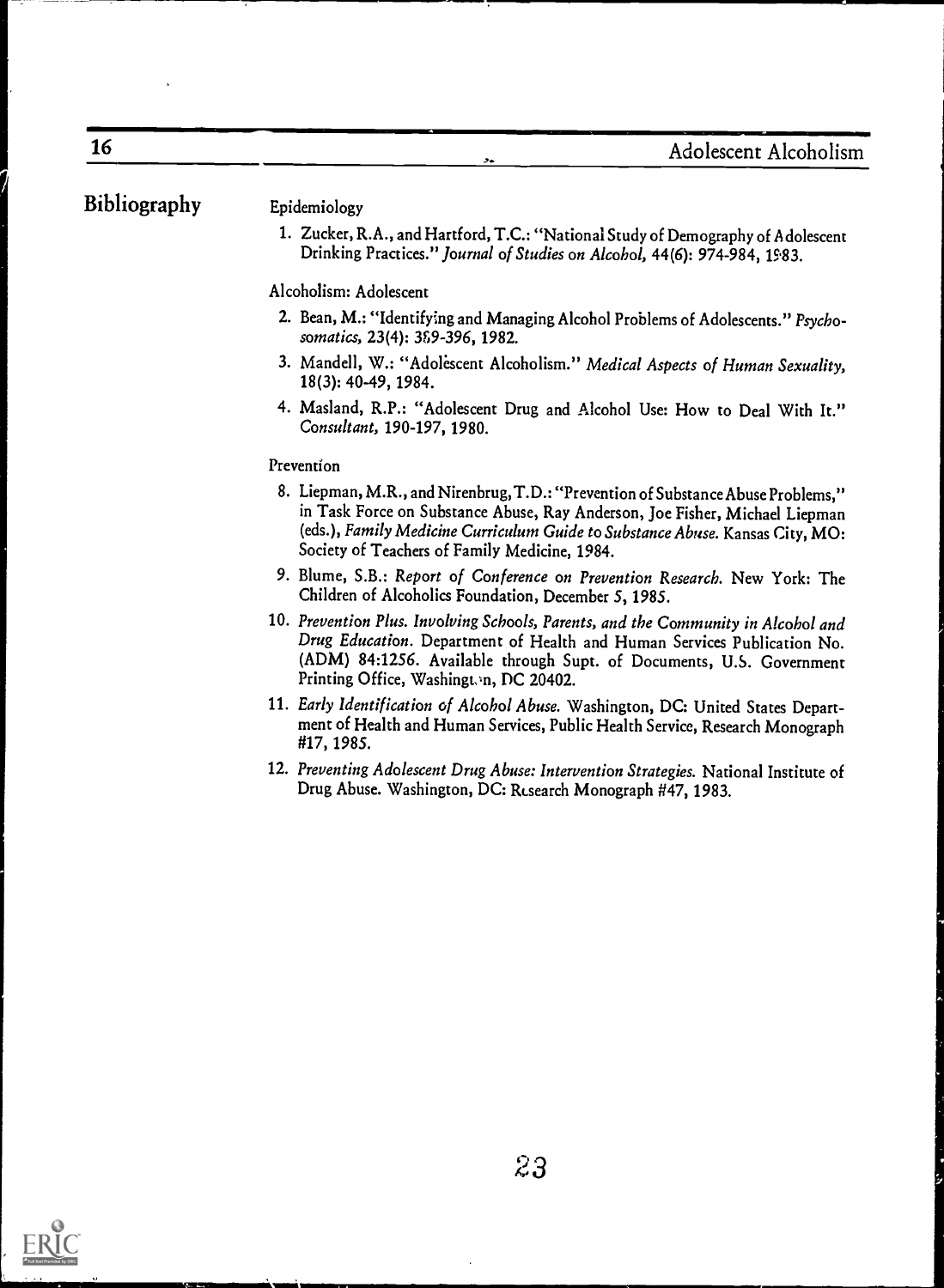## Bibliography

### Epidemiology

1. Zucker, R.A., and Hartford, T.C.: "National Study of Demography of Adolescent Drinking Practices." *Journal of Studies on Alcohol,* 44(6): 974-984, 1983.

### Alcoholism: Adolescent

2. Bean, M.: "Identifying and Managing Alcohol Problems of Adolescents." *Psychosomatics,* 23(4): 389-396, 1982.
3. Mandell, W.: "Adolescent Alcoholism." *Medical Aspects of Human Sexuality,* 18(3): 40-49, 1984.
4. Masland, R.P.: "Adolescent Drug and Alcohol Use: How to Deal With It." *Consultant,* 190-197, 1980.

### Prevention

8. Liepman, M.R., and Nirenbrug, T.D.: "Prevention of Substance Abuse Problems," in Task Force on Substance Abuse, Ray Anderson, Joe Fisher, Michael Liepman (eds.), *Family Medicine Curriculum Guide to Substance Abuse.* Kansas City, MO: Society of Teachers of Family Medicine, 1984.
9. Blume, S.B.: *Report of Conference on Prevention Research.* New York: The Children of Alcoholics Foundation, December 5, 1985.
10. *Prevention Plus. Involving Schools, Parents, and the Community in Alcohol and Drug Education.* Department of Health and Human Services Publication No. (ADM) 84:1256. Available through Supt. of Documents, U.S. Government Printing Office, Washington, DC 20402.
11. *Early Identification of Alcohol Abuse.* Washington, DC: United States Department of Health and Human Services, Public Health Service, Research Monograph #17, 1985.
12. *Preventing Adolescent Drug Abuse: Intervention Strategies.* National Institute of Drug Abuse. Washington, DC: Research Monograph #47, 1983.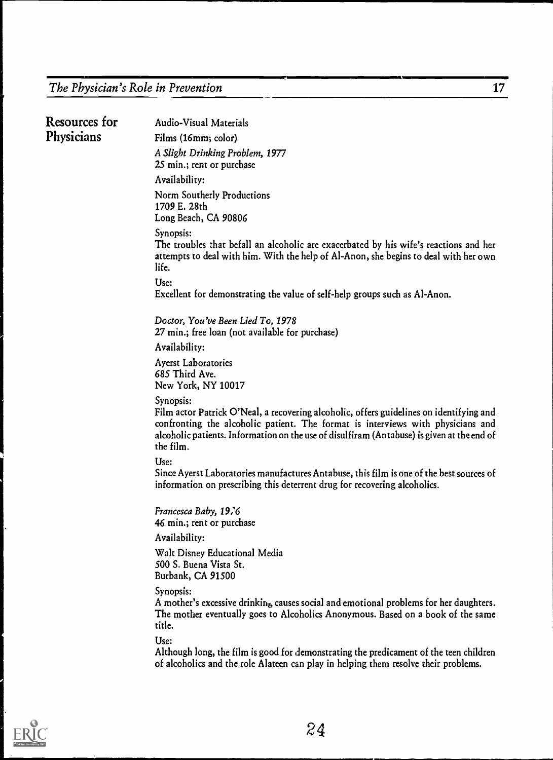## Resources for Physicians

Audio-Visual Materials

Films (16mm; color)

*A Slight Drinking Problem, 1977*
25 min.; rent or purchase

Availability:

Norm Southerly Productions
1709 E. 28th
Long Beach, CA 90806

Synopsis:
The troubles that befall an alcoholic are exacerbated by his wife's reactions and her attempts to deal with him. With the help of Al-Anon, she begins to deal with her own life.

Use:
Excellent for demonstrating the value of self-help groups such as Al-Anon.

*Doctor, You've Been Lied To, 1978*
27 min.; free loan (not available for purchase)

Availability:

Ayerst Laboratories
685 Third Ave.
New York, NY 10017

Synopsis:
Film actor Patrick O'Neal, a recovering alcoholic, offers guidelines on identifying and confronting the alcoholic patient. The format is interviews with physicians and alcoholic patients. Information on the use of disulfiram (Antabuse) is given at the end of the film.

Use:
Since Ayerst Laboratories manufactures Antabuse, this film is one of the best sources of information on prescribing this deterrent drug for recovering alcoholics.

*Francesca Baby, 1976*
46 min.; rent or purchase

Availability:

Walt Disney Educational Media
500 S. Buena Vista St.
Burbank, CA 91500

Synopsis:
A mother's excessive drinking causes social and emotional problems for her daughters. The mother eventually goes to Alcoholics Anonymous. Based on a book of the same title.

Use:
Although long, the film is good for demonstrating the predicament of the teen children of alcoholics and the role Alateen can play in helping them resolve their problems.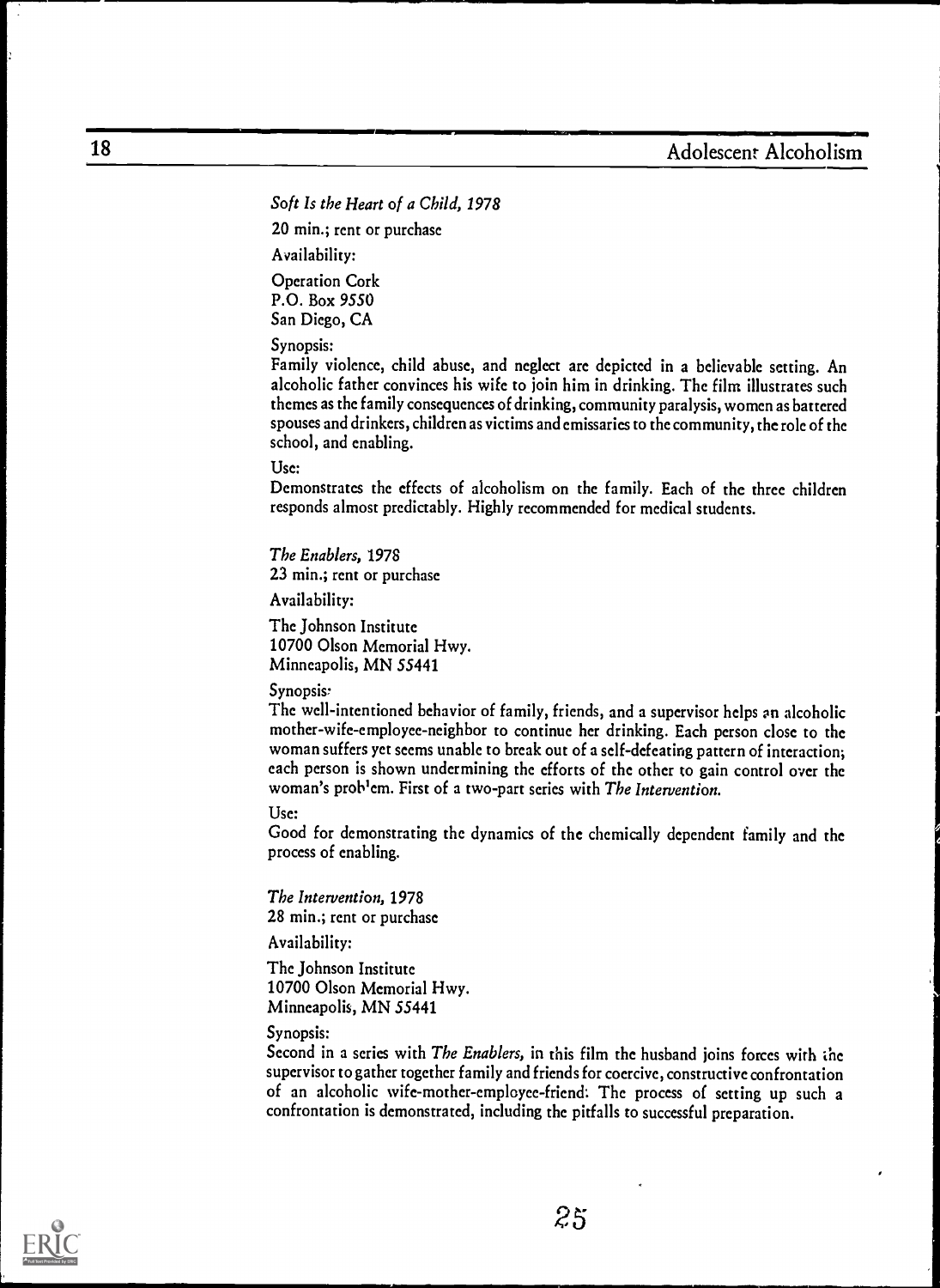*Soft Is the Heart of a Child, 1978*

20 min.; rent or purchase

Availability:

Operation Cork
P.O. Box 9550
San Diego, CA

Synopsis:

Family violence, child abuse, and neglect are depicted in a believable setting. An alcoholic father convinces his wife to join him in drinking. The film illustrates such themes as the family consequences of drinking, community paralysis, women as battered spouses and drinkers, children as victims and emissaries to the community, the role of the school, and enabling.

Use:

Demonstrates the effects of alcoholism on the family. Each of the three children responds almost predictably. Highly recommended for medical students.

*The Enablers,* 1978
23 min.; rent or purchase

Availability:

The Johnson Institute
10700 Olson Memorial Hwy.
Minneapolis, MN 55441

Synopsis:

The well-intentioned behavior of family, friends, and a supervisor helps an alcoholic mother-wife-employee-neighbor to continue her drinking. Each person close to the woman suffers yet seems unable to break out of a self-defeating pattern of interaction; each person is shown undermining the efforts of the other to gain control over the woman's problem. First of a two-part series with *The Intervention.*

Use:

Good for demonstrating the dynamics of the chemically dependent family and the process of enabling.

*The Intervention,* 1978
28 min.; rent or purchase

Availability:

The Johnson Institute
10700 Olson Memorial Hwy.
Minneapolis, MN 55441

Synopsis:

Second in a series with *The Enablers,* in this film the husband joins forces with the supervisor to gather together family and friends for coercive, constructive confrontation of an alcoholic wife-mother-employee-friend: The process of setting up such a confrontation is demonstrated, including the pitfalls to successful preparation.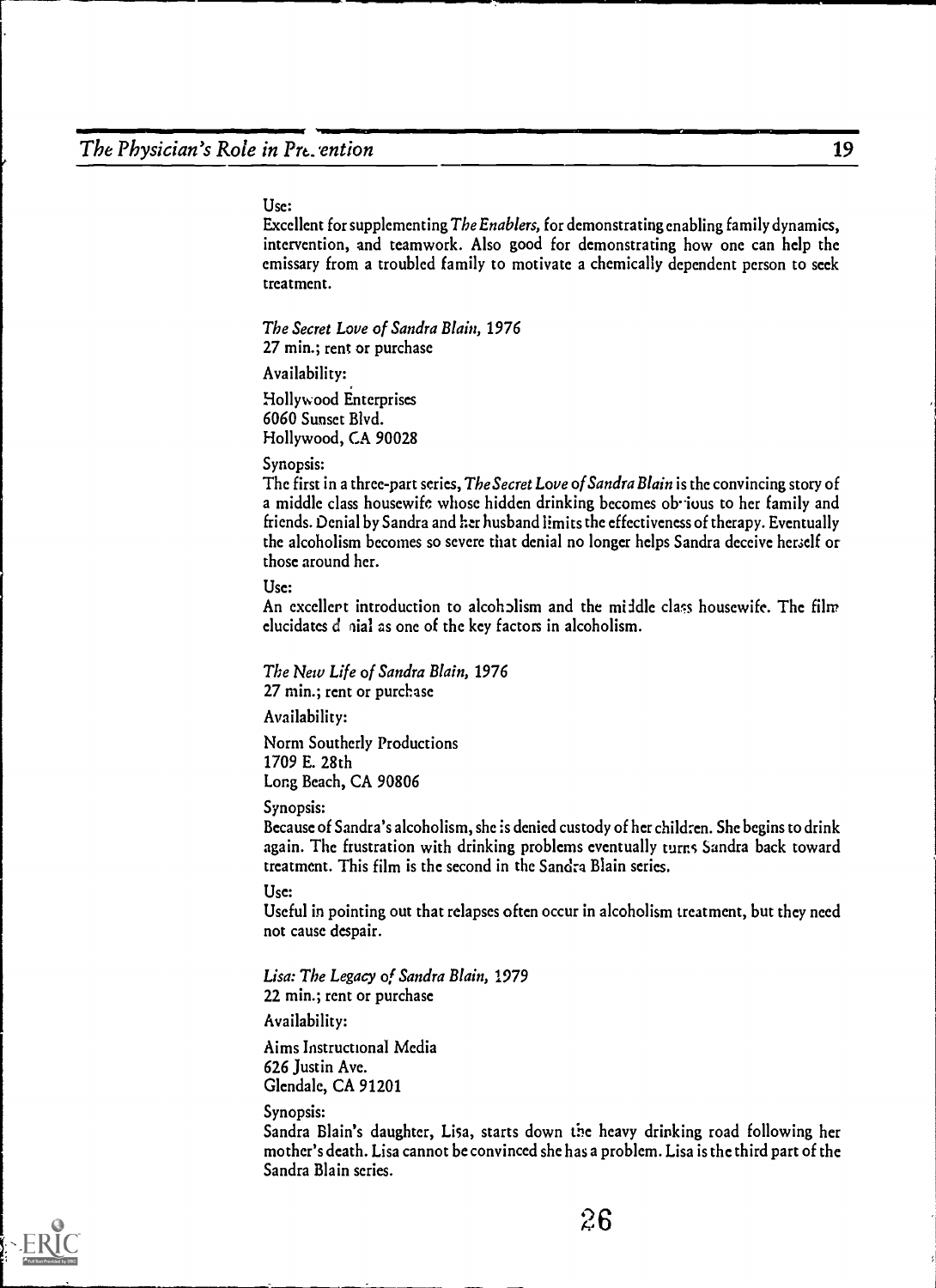Use:
Excellent for supplementing *The Enablers,* for demonstrating enabling family dynamics, intervention, and teamwork. Also good for demonstrating how one can help the emissary from a troubled family to motivate a chemically dependent person to seek treatment.

*The Secret Love of Sandra Blain,* 1976
27 min.; rent or purchase

Availability:

Hollywood Enterprises
6060 Sunset Blvd.
Hollywood, CA 90028

Synopsis:
The first in a three-part series, *The Secret Love of Sandra Blain* is the convincing story of a middle class housewife whose hidden drinking becomes obvious to her family and friends. Denial by Sandra and her husband limits the effectiveness of therapy. Eventually the alcoholism becomes so severe that denial no longer helps Sandra deceive herself or those around her.

Use:
An excellent introduction to alcoholism and the middle class housewife. The film elucidates denial as one of the key factors in alcoholism.

*The New Life of Sandra Blain,* 1976
27 min.; rent or purchase

Availability:

Norm Southerly Productions
1709 E. 28th
Long Beach, CA 90806

Synopsis:
Because of Sandra's alcoholism, she is denied custody of her children. She begins to drink again. The frustration with drinking problems eventually turns Sandra back toward treatment. This film is the second in the Sandra Blain series.

Use:
Useful in pointing out that relapses often occur in alcoholism treatment, but they need not cause despair.

*Lisa: The Legacy of Sandra Blain,* 1979
22 min.; rent or purchase

Availability:

Aims Instructional Media
626 Justin Ave.
Glendale, CA 91201

Synopsis:
Sandra Blain's daughter, Lisa, starts down the heavy drinking road following her mother's death. Lisa cannot be convinced she has a problem. Lisa is the third part of the Sandra Blain series.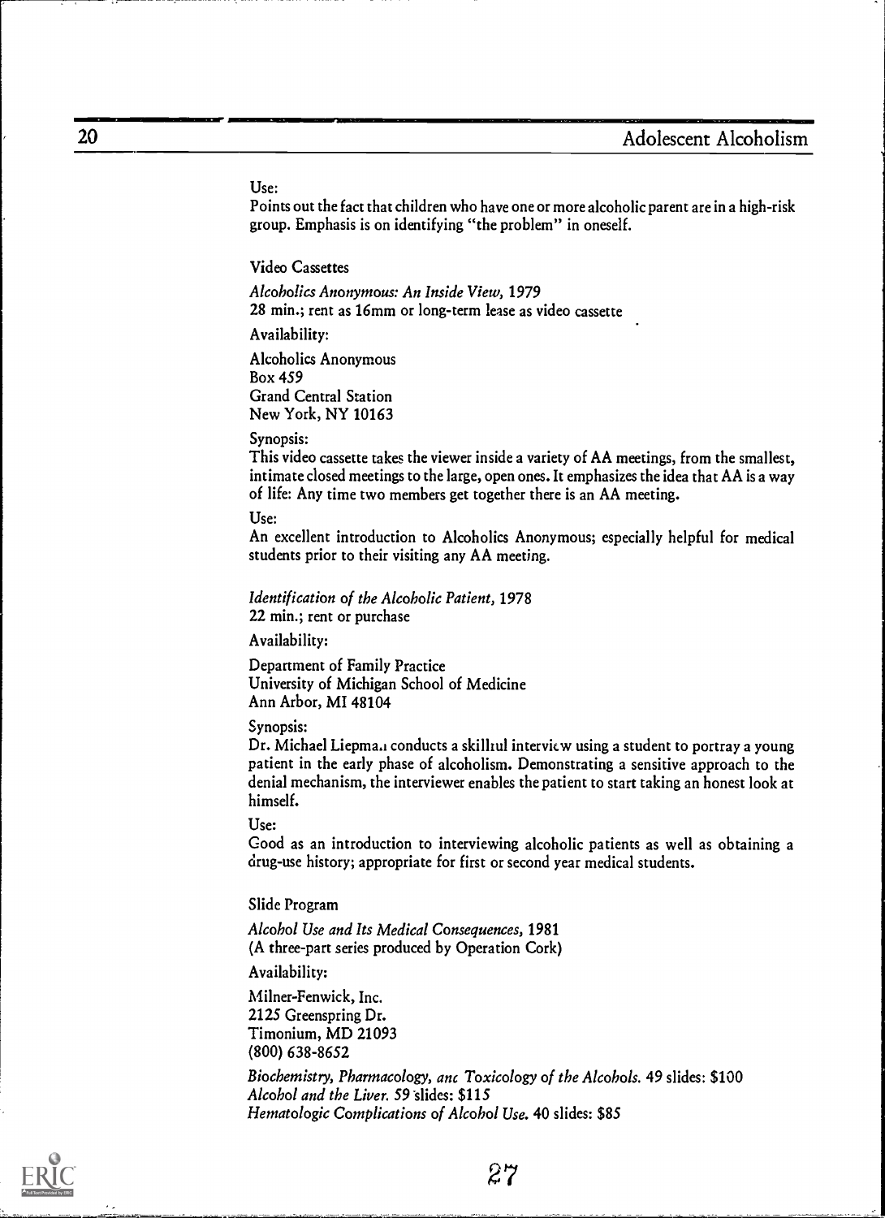Use:
Points out the fact that children who have one or more alcoholic parent are in a high-risk group. Emphasis is on identifying "the problem" in oneself.

### Video Cassettes

*Alcoholics Anonymous: An Inside View,* 1979
28 min.; rent as 16mm or long-term lease as video cassette

Availability:

Alcoholics Anonymous
Box 459
Grand Central Station
New York, NY 10163

Synopsis:
This video cassette takes the viewer inside a variety of AA meetings, from the smallest, intimate closed meetings to the large, open ones. It emphasizes the idea that AA is a way of life: Any time two members get together there is an AA meeting.

Use:
An excellent introduction to Alcoholics Anonymous; especially helpful for medical students prior to their visiting any AA meeting.

*Identification of the Alcoholic Patient,* 1978
22 min.; rent or purchase

Availability:

Department of Family Practice
University of Michigan School of Medicine
Ann Arbor, MI 48104

Synopsis:
Dr. Michael Liepman conducts a skillful interview using a student to portray a young patient in the early phase of alcoholism. Demonstrating a sensitive approach to the denial mechanism, the interviewer enables the patient to start taking an honest look at himself.

Use:
Good as an introduction to interviewing alcoholic patients as well as obtaining a drug-use history; appropriate for first or second year medical students.

### Slide Program

*Alcohol Use and Its Medical Consequences,* 1981
(A three-part series produced by Operation Cork)

Availability:

Milner-Fenwick, Inc.
2125 Greenspring Dr.
Timonium, MD 21093
(800) 638-8652

*Biochemistry, Pharmacology, and Toxicology of the Alcohols.* 49 slides: $100
*Alcohol and the Liver.* 59 slides: $115
*Hematologic Complications of Alcohol Use.* 40 slides: $85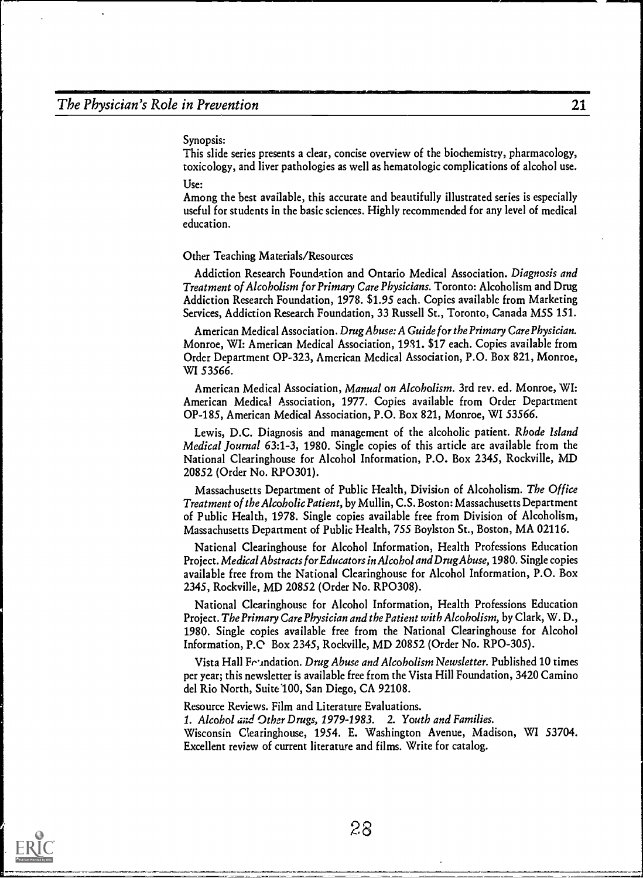Synopsis:

This slide series presents a clear, concise overview of the biochemistry, pharmacology, toxicology, and liver pathologies as well as hematologic complications of alcohol use.

Use:

Among the best available, this accurate and beautifully illustrated series is especially useful for students in the basic sciences. Highly recommended for any level of medical education.

Other Teaching Materials/Resources

Addiction Research Foundation and Ontario Medical Association. *Diagnosis and Treatment of Alcoholism for Primary Care Physicians.* Toronto: Alcoholism and Drug Addiction Research Foundation, 1978. $1.95 each. Copies available from Marketing Services, Addiction Research Foundation, 33 Russell St., Toronto, Canada M5S 1S1.

American Medical Association. *Drug Abuse: A Guide for the Primary Care Physician.* Monroe, WI: American Medical Association, 1981. $17 each. Copies available from Order Department OP-323, American Medical Association, P.O. Box 821, Monroe, WI 53566.

American Medical Association, *Manual on Alcoholism.* 3rd rev. ed. Monroe, WI: American Medical Association, 1977. Copies available from Order Department OP-185, American Medical Association, P.O. Box 821, Monroe, WI 53566.

Lewis, D.C. Diagnosis and management of the alcoholic patient. *Rhode Island Medical Journal* 63:1-3, 1980. Single copies of this article are available from the National Clearinghouse for Alcohol Information, P.O. Box 2345, Rockville, MD 20852 (Order No. RPO301).

Massachusetts Department of Public Health, Division of Alcoholism. *The Office Treatment of the Alcoholic Patient,* by Mullin, C.S. Boston: Massachusetts Department of Public Health, 1978. Single copies available free from Division of Alcoholism, Massachusetts Department of Public Health, 755 Boylston St., Boston, MA 02116.

National Clearinghouse for Alcohol Information, Health Professions Education Project. *Medical Abstracts for Educators in Alcohol and Drug Abuse,* 1980. Single copies available free from the National Clearinghouse for Alcohol Information, P.O. Box 2345, Rockville, MD 20852 (Order No. RPO308).

National Clearinghouse for Alcohol Information, Health Professions Education Project. *The Primary Care Physician and the Patient with Alcoholism,* by Clark, W. D., 1980. Single copies available free from the National Clearinghouse for Alcohol Information, P.O Box 2345, Rockville, MD 20852 (Order No. RPO-305).

Vista Hall Foundation. *Drug Abuse and Alcoholism Newsletter.* Published 10 times per year; this newsletter is available free from the Vista Hill Foundation, 3420 Camino del Rio North, Suite 100, San Diego, CA 92108.

Resource Reviews. Film and Literature Evaluations.

1. *Alcohol and Other Drugs, 1979-1983.* 2. *Youth and Families.*

Wisconsin Clearinghouse, 1954. E. Washington Avenue, Madison, WI 53704. Excellent review of current literature and films. Write for catalog.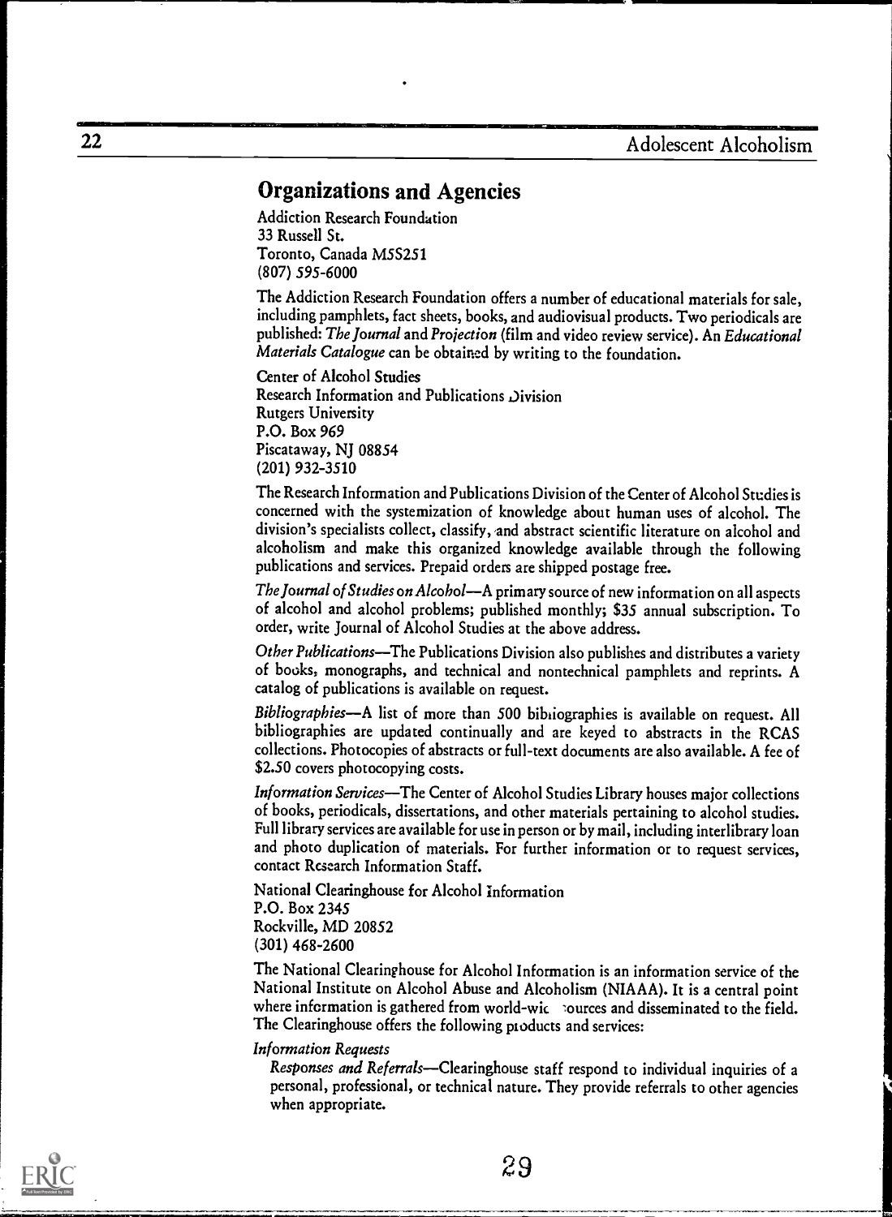## Organizations and Agencies

Addiction Research Foundation
33 Russell St.
Toronto, Canada M5S2S1
(807) 595-6000

The Addiction Research Foundation offers a number of educational materials for sale, including pamphlets, fact sheets, books, and audiovisual products. Two periodicals are published: *The Journal* and *Projection* (film and video review service). An *Educational Materials Catalogue* can be obtained by writing to the foundation.

Center of Alcohol Studies
Research Information and Publications Division
Rutgers University
P.O. Box 969
Piscataway, NJ 08854
(201) 932-3510

The Research Information and Publications Division of the Center of Alcohol Studies is concerned with the systemization of knowledge about human uses of alcohol. The division's specialists collect, classify, and abstract scientific literature on alcohol and alcoholism and make this organized knowledge available through the following publications and services. Prepaid orders are shipped postage free.

*The Journal of Studies on Alcohol*—A primary source of new information on all aspects of alcohol and alcohol problems; published monthly; $35 annual subscription. To order, write Journal of Alcohol Studies at the above address.

*Other Publications*—The Publications Division also publishes and distributes a variety of books, monographs, and technical and nontechnical pamphlets and reprints. A catalog of publications is available on request.

*Bibliographies*—A list of more than 500 bibliographies is available on request. All bibliographies are updated continually and are keyed to abstracts in the RCAS collections. Photocopies of abstracts or full-text documents are also available. A fee of $2.50 covers photocopying costs.

*Information Services*—The Center of Alcohol Studies Library houses major collections of books, periodicals, dissertations, and other materials pertaining to alcohol studies. Full library services are available for use in person or by mail, including interlibrary loan and photo duplication of materials. For further information or to request services, contact Research Information Staff.

National Clearinghouse for Alcohol Information
P.O. Box 2345
Rockville, MD 20852
(301) 468-2600

The National Clearinghouse for Alcohol Information is an information service of the National Institute on Alcohol Abuse and Alcoholism (NIAAA). It is a central point where information is gathered from world-wide sources and disseminated to the field. The Clearinghouse offers the following products and services:

*Information Requests*

*Responses and Referrals*—Clearinghouse staff respond to individual inquiries of a personal, professional, or technical nature. They provide referrals to other agencies when appropriate.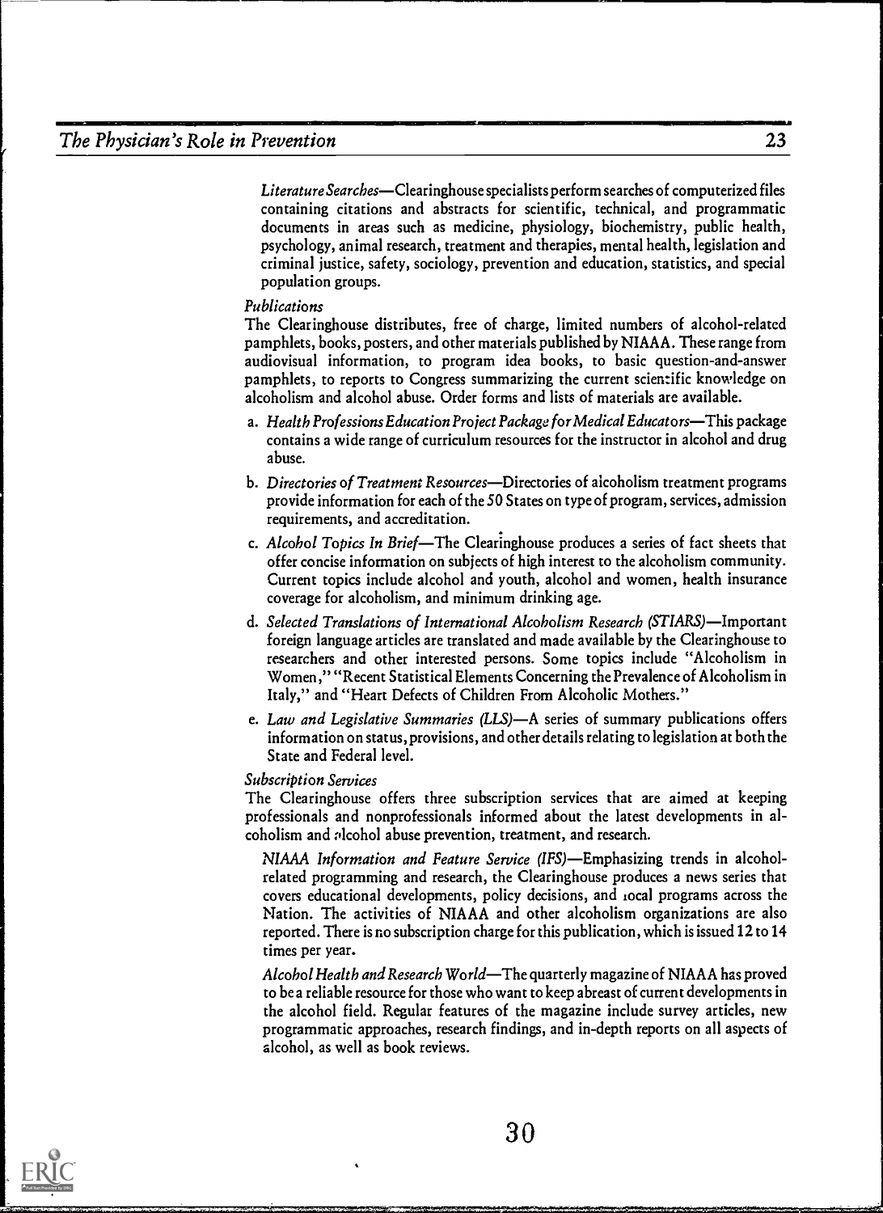*Literature Searches*—Clearinghouse specialists perform searches of computerized files containing citations and abstracts for scientific, technical, and programmatic documents in areas such as medicine, physiology, biochemistry, public health, psychology, animal research, treatment and therapies, mental health, legislation and criminal justice, safety, sociology, prevention and education, statistics, and special population groups.

*Publications*

The Clearinghouse distributes, free of charge, limited numbers of alcohol-related pamphlets, books, posters, and other materials published by NIAAA. These range from audiovisual information, to program idea books, to basic question-and-answer pamphlets, to reports to Congress summarizing the current scientific knowledge on alcoholism and alcohol abuse. Order forms and lists of materials are available.

a. *Health Professions Education Project Package for Medical Educators*—This package contains a wide range of curriculum resources for the instructor in alcohol and drug abuse.

b. *Directories of Treatment Resources*—Directories of alcoholism treatment programs provide information for each of the 50 States on type of program, services, admission requirements, and accreditation.

c. *Alcohol Topics In Brief*—The Clearinghouse produces a series of fact sheets that offer concise information on subjects of high interest to the alcoholism community. Current topics include alcohol and youth, alcohol and women, health insurance coverage for alcoholism, and minimum drinking age.

d. *Selected Translations of International Alcoholism Research (STIARS)*—Important foreign language articles are translated and made available by the Clearinghouse to researchers and other interested persons. Some topics include "Alcoholism in Women," "Recent Statistical Elements Concerning the Prevalence of Alcoholism in Italy," and "Heart Defects of Children From Alcoholic Mothers."

e. *Law and Legislative Summaries (LLS)*—A series of summary publications offers information on status, provisions, and other details relating to legislation at both the State and Federal level.

*Subscription Services*

The Clearinghouse offers three subscription services that are aimed at keeping professionals and nonprofessionals informed about the latest developments in alcoholism and alcohol abuse prevention, treatment, and research.

*NIAAA Information and Feature Service (IFS)*—Emphasizing trends in alcohol-related programming and research, the Clearinghouse produces a news series that covers educational developments, policy decisions, and local programs across the Nation. The activities of NIAAA and other alcoholism organizations are also reported. There is no subscription charge for this publication, which is issued 12 to 14 times per year.

*Alcohol Health and Research World*—The quarterly magazine of NIAAA has proved to be a reliable resource for those who want to keep abreast of current developments in the alcohol field. Regular features of the magazine include survey articles, new programmatic approaches, research findings, and in-depth reports on all aspects of alcohol, as well as book reviews.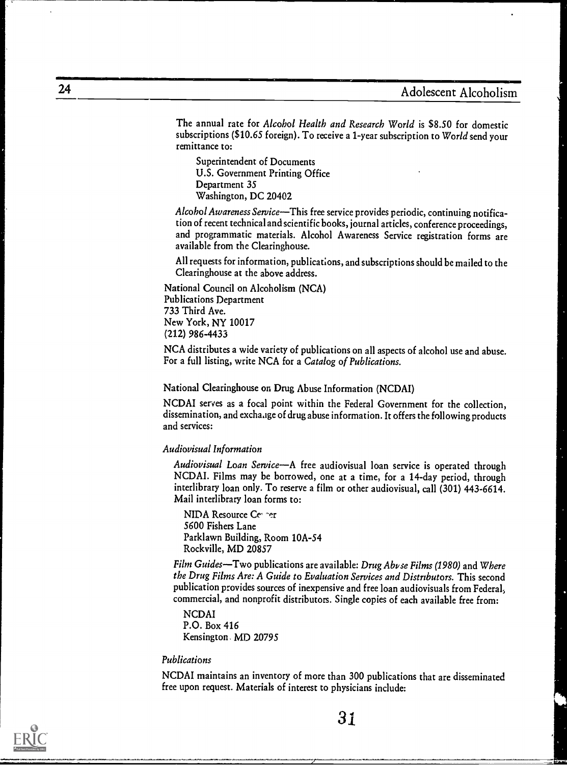The annual rate for *Alcohol Health and Research World* is $8.50 for domestic subscriptions ($10.65 foreign). To receive a 1-year subscription to *World* send your remittance to:

Superintendent of Documents
U.S. Government Printing Office
Department 35
Washington, DC 20402

*Alcohol Awareness Service*—This free service provides periodic, continuing notification of recent technical and scientific books, journal articles, conference proceedings, and programmatic materials. Alcohol Awareness Service registration forms are available from the Clearinghouse.

All requests for information, publications, and subscriptions should be mailed to the Clearinghouse at the above address.

National Council on Alcoholism (NCA)
Publications Department
733 Third Ave.
New York, NY 10017
(212) 986-4433

NCA distributes a wide variety of publications on all aspects of alcohol use and abuse. For a full listing, write NCA for a *Catalog of Publications.*

National Clearinghouse on Drug Abuse Information (NCDAI)

NCDAI serves as a focal point within the Federal Government for the collection, dissemination, and exchange of drug abuse information. It offers the following products and services:

*Audiovisual Information*

*Audiovisual Loan Service*—A free audiovisual loan service is operated through NCDAI. Films may be borrowed, one at a time, for a 14-day period, through interlibrary loan only. To reserve a film or other audiovisual, call (301) 443-6614. Mail interlibrary loan forms to:

NIDA Resource Center
5600 Fishers Lane
Parklawn Building, Room 10A-54
Rockville, MD 20857

*Film Guides*—Two publications are available: *Drug Abuse Films (1980)* and *Where the Drug Films Are: A Guide to Evaluation Services and Distributors.* This second publication provides sources of inexpensive and free loan audiovisuals from Federal, commercial, and nonprofit distributors. Single copies of each available free from:

NCDAI
P.O. Box 416
Kensington, MD 20795

*Publications*

NCDAI maintains an inventory of more than 300 publications that are disseminated free upon request. Materials of interest to physicians include: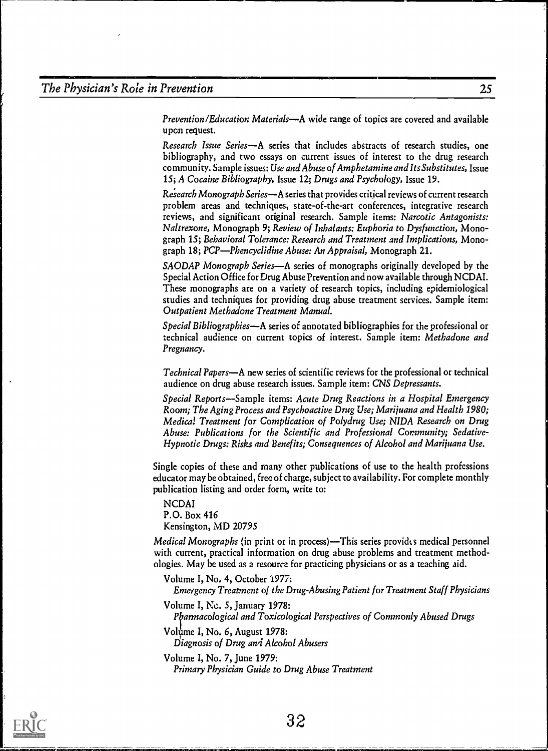*Prevention/Education Materials*—A wide range of topics are covered and available upon request.

*Research Issue Series*—A series that includes abstracts of research studies, one bibliography, and two essays on current issues of interest to the drug research community. Sample issues: *Use and Abuse of Amphetamine and Its Substitutes*, Issue 15; *A Cocaine Bibliography*, Issue 12; *Drugs and Psychology*, Issue 19.

*Research Monograph Series*—A series that provides critical reviews of current research problem areas and techniques, state-of-the-art conferences, integrative research reviews, and significant original research. Sample items: *Narcotic Antagonists: Naltrexone*, Monograph 9; *Review of Inhalants: Euphoria to Dysfunction*, Monograph 15; *Behavioral Tolerance: Research and Treatment and Implications*, Monograph 18; *PCP—Phencyclidine Abuse: An Appraisal*, Monograph 21.

*SAODAP Monograph Series*—A series of monographs originally developed by the Special Action Office for Drug Abuse Prevention and now available through NCDAI. These monographs are on a variety of research topics, including epidemiological studies and techniques for providing drug abuse treatment services. Sample item: *Outpatient Methadone Treatment Manual.*

*Special Bibliographies*—A series of annotated bibliographies for the professional or technical audience on current topics of interest. Sample item: *Methadone and Pregnancy.*

*Technical Papers*—A new series of scientific reviews for the professional or technical audience on drug abuse research issues. Sample item: *CNS Depressants.*

*Special Reports*—Sample items: *Acute Drug Reactions in a Hospital Emergency Room; The Aging Process and Psychoactive Drug Use; Marijuana and Health 1980; Medical Treatment for Complication of Polydrug Use; NIDA Research on Drug Abuse: Publications for the Scientific and Professional Community; Sedative-Hypnotic Drugs: Risks and Benefits; Consequences of Alcohol and Marijuana Use.*

Single copies of these and many other publications of use to the health professions educator may be obtained, free of charge, subject to availability. For complete monthly publication listing and order form, write to:

NCDAI
P.O. Box 416
Kensington, MD 20795

*Medical Monographs* (in print or in process)—This series provides medical personnel with current, practical information on drug abuse problems and treatment methodologies. May be used as a resource for practicing physicians or as a teaching aid.

Volume I, No. 4, October 1977:
*Emergency Treatment of the Drug-Abusing Patient for Treatment Staff Physicians*

Volume I, No. 5, January 1978:
*Pharmacological and Toxicological Perspectives of Commonly Abused Drugs*

Volume I, No. 6, August 1978:
*Diagnosis of Drug and Alcohol Abusers*

Volume I, No. 7, June 1979:
*Primary Physician Guide to Drug Abuse Treatment*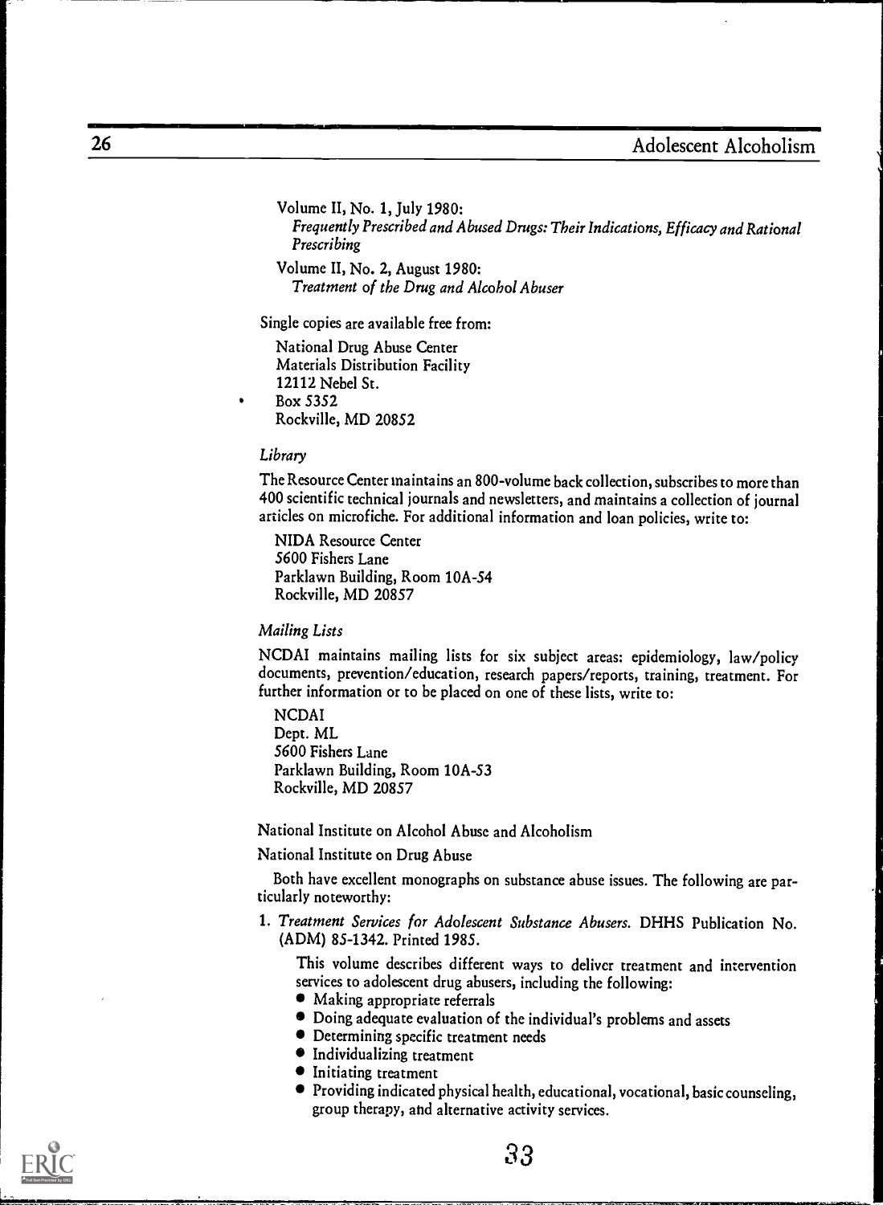Volume II, No. 1, July 1980:
*Frequently Prescribed and Abused Drugs: Their Indications, Efficacy and Rational Prescribing*

Volume II, No. 2, August 1980:
*Treatment of the Drug and Alcohol Abuser*

Single copies are available free from:

National Drug Abuse Center
Materials Distribution Facility
12112 Nebel St.
Box 5352
Rockville, MD 20852

*Library*

The Resource Center maintains an 800-volume back collection, subscribes to more than 400 scientific technical journals and newsletters, and maintains a collection of journal articles on microfiche. For additional information and loan policies, write to:

NIDA Resource Center
5600 Fishers Lane
Parklawn Building, Room 10A-54
Rockville, MD 20857

*Mailing Lists*

NCDAI maintains mailing lists for six subject areas: epidemiology, law/policy documents, prevention/education, research papers/reports, training, treatment. For further information or to be placed on one of these lists, write to:

NCDAI
Dept. ML
5600 Fishers Lane
Parklawn Building, Room 10A-53
Rockville, MD 20857

National Institute on Alcohol Abuse and Alcoholism

National Institute on Drug Abuse

Both have excellent monographs on substance abuse issues. The following are particularly noteworthy:

1. *Treatment Services for Adolescent Substance Abusers.* DHHS Publication No. (ADM) 85-1342. Printed 1985.

   This volume describes different ways to deliver treatment and intervention services to adolescent drug abusers, including the following:
   - Making appropriate referrals
   - Doing adequate evaluation of the individual's problems and assets
   - Determining specific treatment needs
   - Individualizing treatment
   - Initiating treatment
   - Providing indicated physical health, educational, vocational, basic counseling, group therapy, and alternative activity services.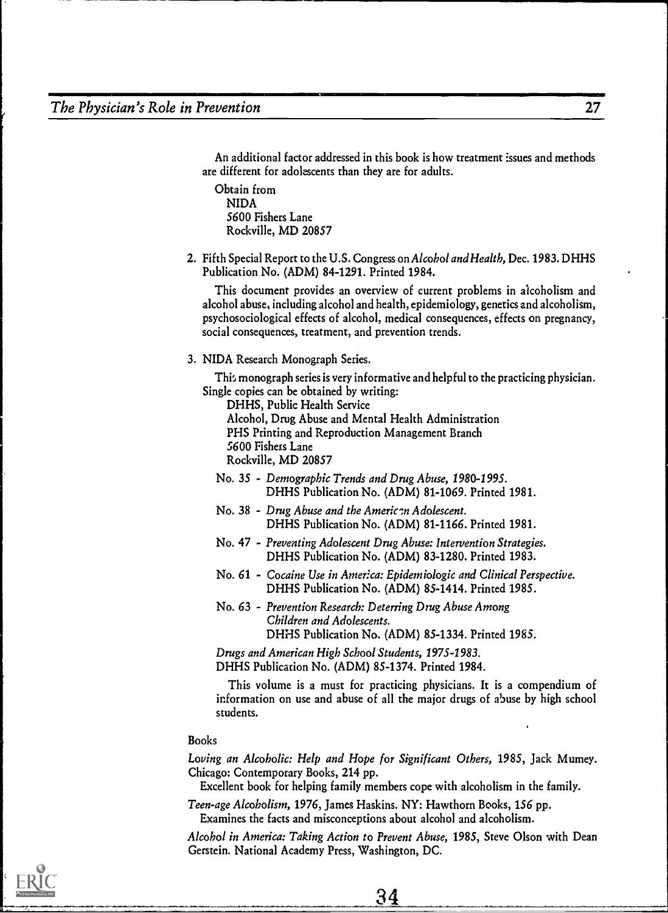An additional factor addressed in this book is how treatment issues and methods are different for adolescents than they are for adults.

Obtain from
NIDA
5600 Fishers Lane
Rockville, MD 20857

2. Fifth Special Report to the U.S. Congress on *Alcohol and Health*, Dec. 1983. DHHS Publication No. (ADM) 84-1291. Printed 1984.

   This document provides an overview of current problems in alcoholism and alcohol abuse, including alcohol and health, epidemiology, genetics and alcoholism, psychosociological effects of alcohol, medical consequences, effects on pregnancy, social consequences, treatment, and prevention trends.

3. NIDA Research Monograph Series.

   This monograph series is very informative and helpful to the practicing physician. Single copies can be obtained by writing:

   DHHS, Public Health Service
   Alcohol, Drug Abuse and Mental Health Administration
   PHS Printing and Reproduction Management Branch
   5600 Fishers Lane
   Rockville, MD 20857

   No. 35 - *Demographic Trends and Drug Abuse, 1980-1995.* DHHS Publication No. (ADM) 81-1069. Printed 1981.

   No. 38 - *Drug Abuse and the American Adolescent.* DHHS Publication No. (ADM) 81-1166. Printed 1981.

   No. 47 - *Preventing Adolescent Drug Abuse: Intervention Strategies.* DHHS Publication No. (ADM) 83-1280. Printed 1983.

   No. 61 - *Cocaine Use in America: Epidemiologic and Clinical Perspective.* DHHS Publication No. (ADM) 85-1414. Printed 1985.

   No. 63 - *Prevention Research: Deterring Drug Abuse Among Children and Adolescents.* DHHS Publication No. (ADM) 85-1334. Printed 1985.

   *Drugs and American High School Students, 1975-1983.*
   DHHS Publication No. (ADM) 85-1374. Printed 1984.

   This volume is a must for practicing physicians. It is a compendium of information on use and abuse of all the major drugs of abuse by high school students.

Books

*Loving an Alcoholic: Help and Hope for Significant Others*, 1985, Jack Mumey. Chicago: Contemporary Books, 214 pp.
Excellent book for helping family members cope with alcoholism in the family.

*Teen-age Alcoholism*, 1976, James Haskins. NY: Hawthorn Books, 156 pp.
Examines the facts and misconceptions about alcohol and alcoholism.

*Alcohol in America: Taking Action to Prevent Abuse*, 1985, Steve Olson with Dean Gerstein. National Academy Press, Washington, DC.